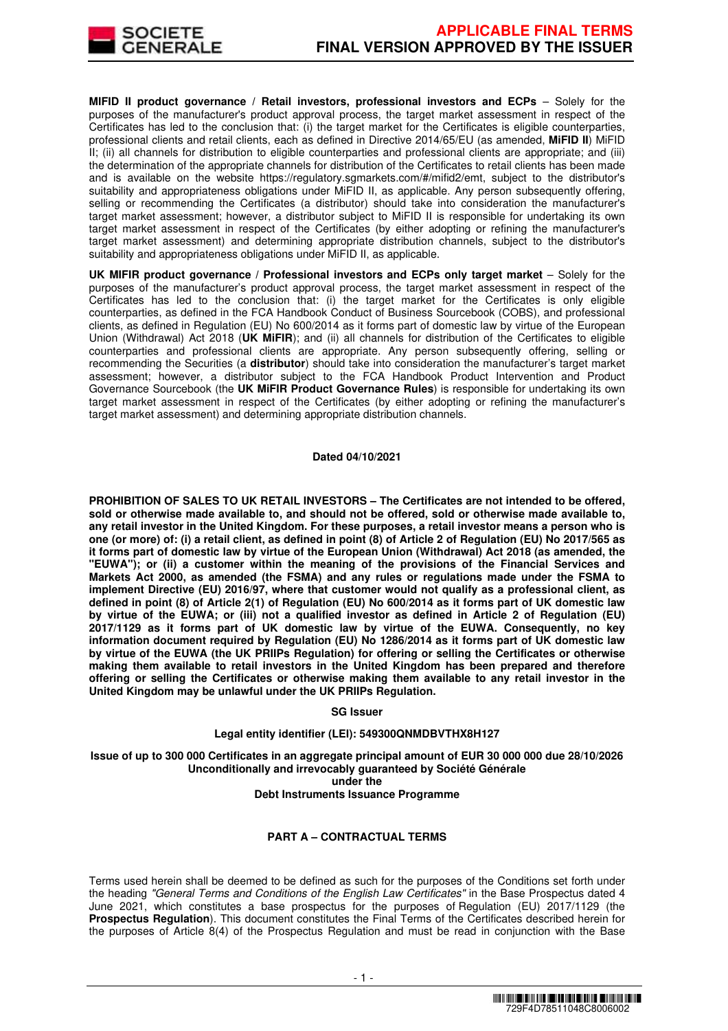**MIFID II product governance / Retail investors, professional investors and ECPs** – Solely for the purposes of the manufacturer's product approval process, the target market assessment in respect of the Certificates has led to the conclusion that: (i) the target market for the Certificates is eligible counterparties, professional clients and retail clients, each as defined in Directive 2014/65/EU (as amended, **MiFID II**) MiFID II; (ii) all channels for distribution to eligible counterparties and professional clients are appropriate; and (iii) the determination of the appropriate channels for distribution of the Certificates to retail clients has been made and is available on the website https://regulatory.sgmarkets.com/#/mifid2/emt, subject to the distributor's suitability and appropriateness obligations under MiFID II, as applicable. Any person subsequently offering, selling or recommending the Certificates (a distributor) should take into consideration the manufacturer's target market assessment; however, a distributor subject to MiFID II is responsible for undertaking its own target market assessment in respect of the Certificates (by either adopting or refining the manufacturer's target market assessment) and determining appropriate distribution channels, subject to the distributor's suitability and appropriateness obligations under MiFID II, as applicable.

**UK MIFIR product governance / Professional investors and ECPs only target market** – Solely for the purposes of the manufacturer's product approval process, the target market assessment in respect of the Certificates has led to the conclusion that: (i) the target market for the Certificates is only eligible counterparties, as defined in the FCA Handbook Conduct of Business Sourcebook (COBS), and professional clients, as defined in Regulation (EU) No 600/2014 as it forms part of domestic law by virtue of the European Union (Withdrawal) Act 2018 (**UK MiFIR**); and (ii) all channels for distribution of the Certificates to eligible counterparties and professional clients are appropriate. Any person subsequently offering, selling or recommending the Securities (a **distributor**) should take into consideration the manufacturer's target market assessment; however, a distributor subject to the FCA Handbook Product Intervention and Product Governance Sourcebook (the **UK MiFIR Product Governance Rules**) is responsible for undertaking its own target market assessment in respect of the Certificates (by either adopting or refining the manufacturer's target market assessment) and determining appropriate distribution channels.

**Dated 04/10/2021**

**PROHIBITION OF SALES TO UK RETAIL INVESTORS – The Certificates are not intended to be offered, sold or otherwise made available to, and should not be offered, sold or otherwise made available to, any retail investor in the United Kingdom. For these purposes, a retail investor means a person who is one (or more) of: (i) a retail client, as defined in point (8) of Article 2 of Regulation (EU) No 2017/565 as it forms part of domestic law by virtue of the European Union (Withdrawal) Act 2018 (as amended, the "EUWA"); or (ii) a customer within the meaning of the provisions of the Financial Services and Markets Act 2000, as amended (the FSMA) and any rules or regulations made under the FSMA to implement Directive (EU) 2016/97, where that customer would not qualify as a professional client, as defined in point (8) of Article 2(1) of Regulation (EU) No 600/2014 as it forms part of UK domestic law by virtue of the EUWA; or (iii) not a qualified investor as defined in Article 2 of Regulation (EU) 2017/1129 as it forms part of UK domestic law by virtue of the EUWA. Consequently, no key information document required by Regulation (EU) No 1286/2014 as it forms part of UK domestic law by virtue of the EUWA (the UK PRIIPs Regulation) for offering or selling the Certificates or otherwise making them available to retail investors in the United Kingdom has been prepared and therefore offering or selling the Certificates or otherwise making them available to any retail investor in the United Kingdom may be unlawful under the UK PRIIPs Regulation.**

**SG Issuer**

**Legal entity identifier (LEI): 549300QNMDBVTHX8H127**

**Issue of up to 300 000 Certificates in an aggregate principal amount of EUR 30 000 000 due 28/10/2026**
**Unconditionally and irrevocably guaranteed by Société Générale**
**under the**
**Debt Instruments Issuance Programme**

## PART A – CONTRACTUAL TERMS

Terms used herein shall be deemed to be defined as such for the purposes of the Conditions set forth under the heading *"General Terms and Conditions of the English Law Certificates"* in the Base Prospectus dated 4 June 2021, which constitutes a base prospectus for the purposes of Regulation (EU) 2017/1129 (the **Prospectus Regulation**). This document constitutes the Final Terms of the Certificates described herein for the purposes of Article 8(4) of the Prospectus Regulation and must be read in conjunction with the Base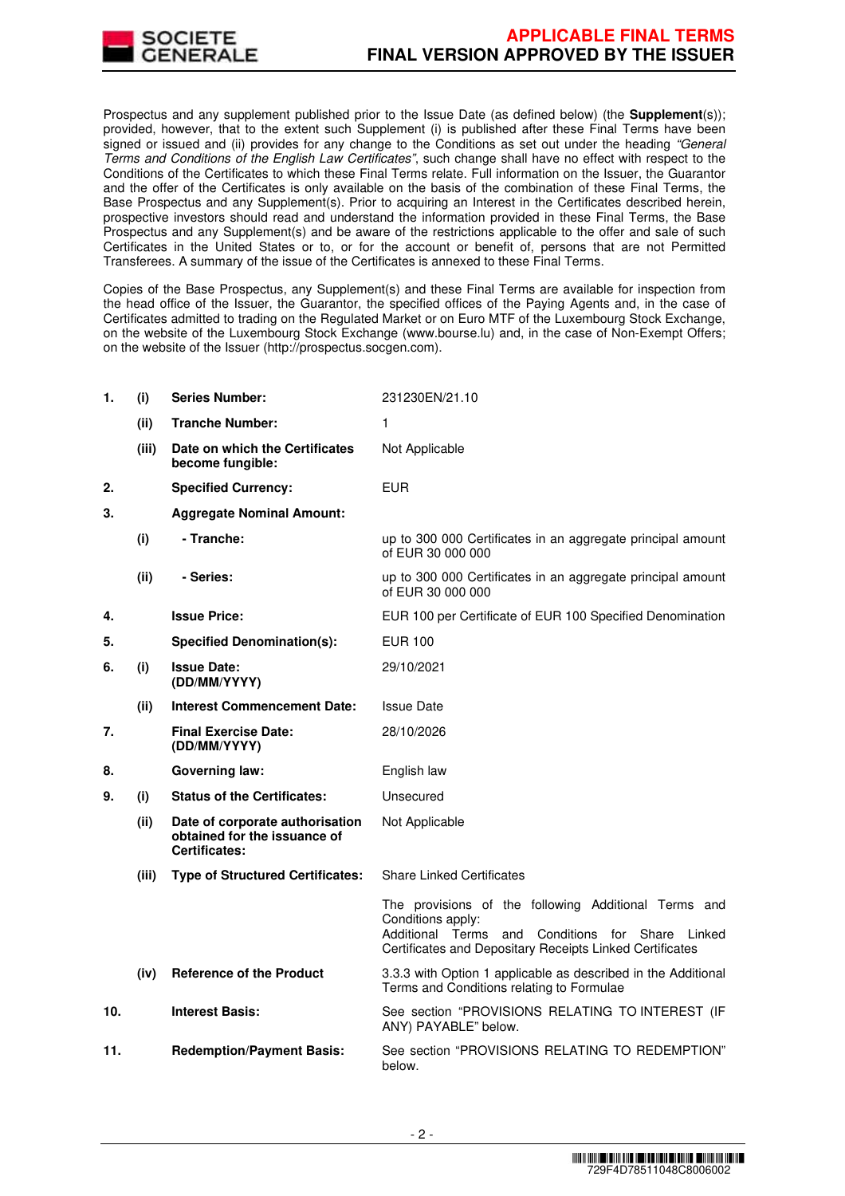Prospectus and any supplement published prior to the Issue Date (as defined below) (the **Supplement**(s)); provided, however, that to the extent such Supplement (i) is published after these Final Terms have been signed or issued and (ii) provides for any change to the Conditions as set out under the heading *"General Terms and Conditions of the English Law Certificates"*, such change shall have no effect with respect to the Conditions of the Certificates to which these Final Terms relate. Full information on the Issuer, the Guarantor and the offer of the Certificates is only available on the basis of the combination of these Final Terms, the Base Prospectus and any Supplement(s). Prior to acquiring an Interest in the Certificates described herein, prospective investors should read and understand the information provided in these Final Terms, the Base Prospectus and any Supplement(s) and be aware of the restrictions applicable to the offer and sale of such Certificates in the United States or to, or for the account or benefit of, persons that are not Permitted Transferees. A summary of the issue of the Certificates is annexed to these Final Terms.

Copies of the Base Prospectus, any Supplement(s) and these Final Terms are available for inspection from the head office of the Issuer, the Guarantor, the specified offices of the Paying Agents and, in the case of Certificates admitted to trading on the Regulated Market or on Euro MTF of the Luxembourg Stock Exchange, on the website of the Luxembourg Stock Exchange (www.bourse.lu) and, in the case of Non-Exempt Offers; on the website of the Issuer (http://prospectus.socgen.com).

| | | | |
|---|---|---|---|
| **1.** | **(i)** | **Series Number:** | 231230EN/21.10 |
| | **(ii)** | **Tranche Number:** | 1 |
| | **(iii)** | **Date on which the Certificates become fungible:** | Not Applicable |
| **2.** | | **Specified Currency:** | EUR |
| **3.** | | **Aggregate Nominal Amount:** | |
| | **(i)** | **- Tranche:** | up to 300 000 Certificates in an aggregate principal amount of EUR 30 000 000 |
| | **(ii)** | **- Series:** | up to 300 000 Certificates in an aggregate principal amount of EUR 30 000 000 |
| **4.** | | **Issue Price:** | EUR 100 per Certificate of EUR 100 Specified Denomination |
| **5.** | | **Specified Denomination(s):** | EUR 100 |
| **6.** | **(i)** | **Issue Date: (DD/MM/YYYY)** | 29/10/2021 |
| | **(ii)** | **Interest Commencement Date:** | Issue Date |
| **7.** | | **Final Exercise Date: (DD/MM/YYYY)** | 28/10/2026 |
| **8.** | | **Governing law:** | English law |
| **9.** | **(i)** | **Status of the Certificates:** | Unsecured |
| | **(ii)** | **Date of corporate authorisation obtained for the issuance of Certificates:** | Not Applicable |
| | **(iii)** | **Type of Structured Certificates:** | Share Linked Certificates |
| | | | The provisions of the following Additional Terms and Conditions apply: Additional Terms and Conditions for Share Linked Certificates and Depositary Receipts Linked Certificates |
| | **(iv)** | **Reference of the Product** | 3.3.3 with Option 1 applicable as described in the Additional Terms and Conditions relating to Formulae |
| **10.** | | **Interest Basis:** | See section "PROVISIONS RELATING TO INTEREST (IF ANY) PAYABLE" below. |
| **11.** | | **Redemption/Payment Basis:** | See section "PROVISIONS RELATING TO REDEMPTION" below. |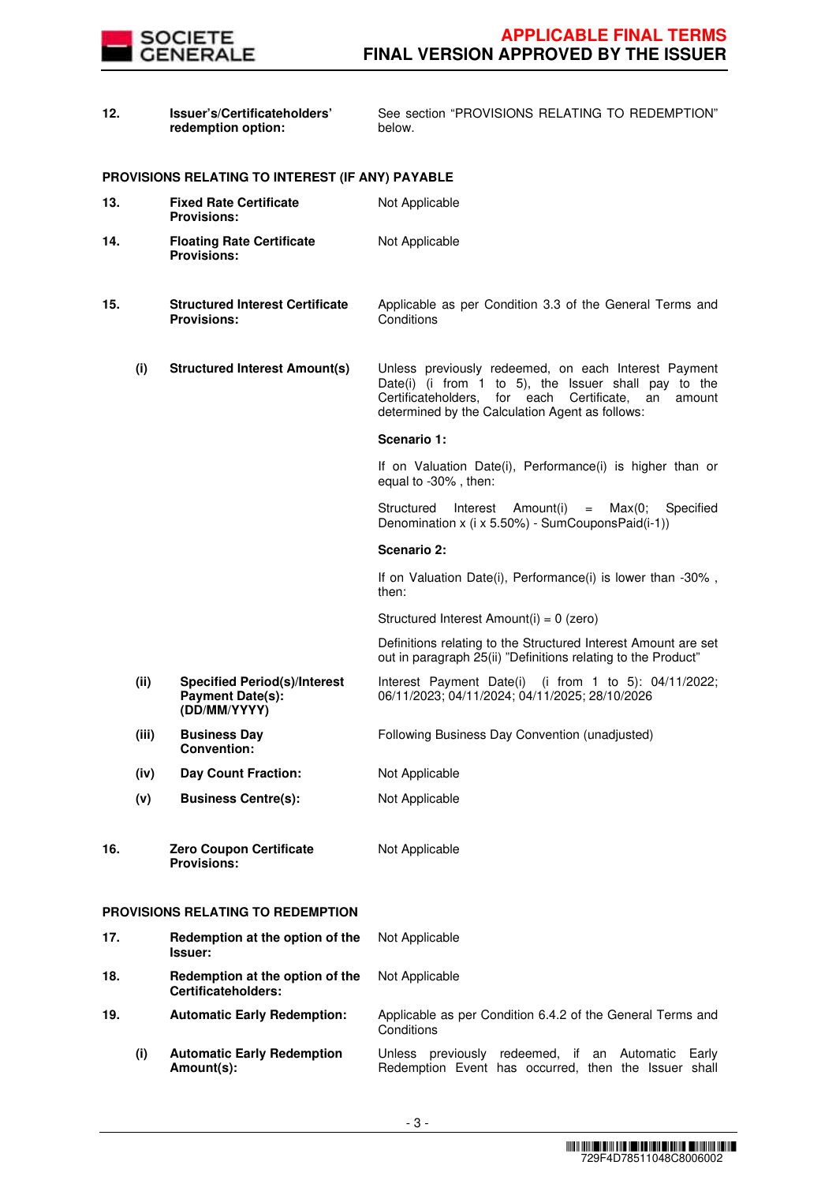| | | |
|---|---|---|
| **12.** | **Issuer's/Certificateholders' redemption option:** | See section "PROVISIONS RELATING TO REDEMPTION" below. |

**PROVISIONS RELATING TO INTEREST (IF ANY) PAYABLE**

| | | | |
|---|---|---|---|
| **13.** | | **Fixed Rate Certificate Provisions:** | Not Applicable |
| **14.** | | **Floating Rate Certificate Provisions:** | Not Applicable |
| **15.** | | **Structured Interest Certificate Provisions:** | Applicable as per Condition 3.3 of the General Terms and Conditions |
| | **(i)** | **Structured Interest Amount(s)** | Unless previously redeemed, on each Interest Payment Date(i) (i from 1 to 5), the Issuer shall pay to the Certificateholders, for each Certificate, an amount determined by the Calculation Agent as follows:<br><br>**Scenario 1:**<br><br>If on Valuation Date(i), Performance(i) is higher than or equal to -30% , then:<br><br>Structured Interest Amount(i) = Max(0; Specified Denomination x (i x 5.50%) - SumCouponsPaid(i-1))<br><br>**Scenario 2:**<br><br>If on Valuation Date(i), Performance(i) is lower than -30% , then:<br><br>Structured Interest Amount(i) = 0 (zero)<br><br>Definitions relating to the Structured Interest Amount are set out in paragraph 25(ii) "Definitions relating to the Product" |
| | **(ii)** | **Specified Period(s)/Interest Payment Date(s): (DD/MM/YYYY)** | Interest Payment Date(i) (i from 1 to 5): 04/11/2022; 06/11/2023; 04/11/2024; 04/11/2025; 28/10/2026 |
| | **(iii)** | **Business Day Convention:** | Following Business Day Convention (unadjusted) |
| | **(iv)** | **Day Count Fraction:** | Not Applicable |
| | **(v)** | **Business Centre(s):** | Not Applicable |
| **16.** | | **Zero Coupon Certificate Provisions:** | Not Applicable |

**PROVISIONS RELATING TO REDEMPTION**

| | | | |
|---|---|---|---|
| **17.** | | **Redemption at the option of the Issuer:** | Not Applicable |
| **18.** | | **Redemption at the option of the Certificateholders:** | Not Applicable |
| **19.** | | **Automatic Early Redemption:** | Applicable as per Condition 6.4.2 of the General Terms and Conditions |
| | **(i)** | **Automatic Early Redemption Amount(s):** | Unless previously redeemed, if an Automatic Early Redemption Event has occurred, then the Issuer shall |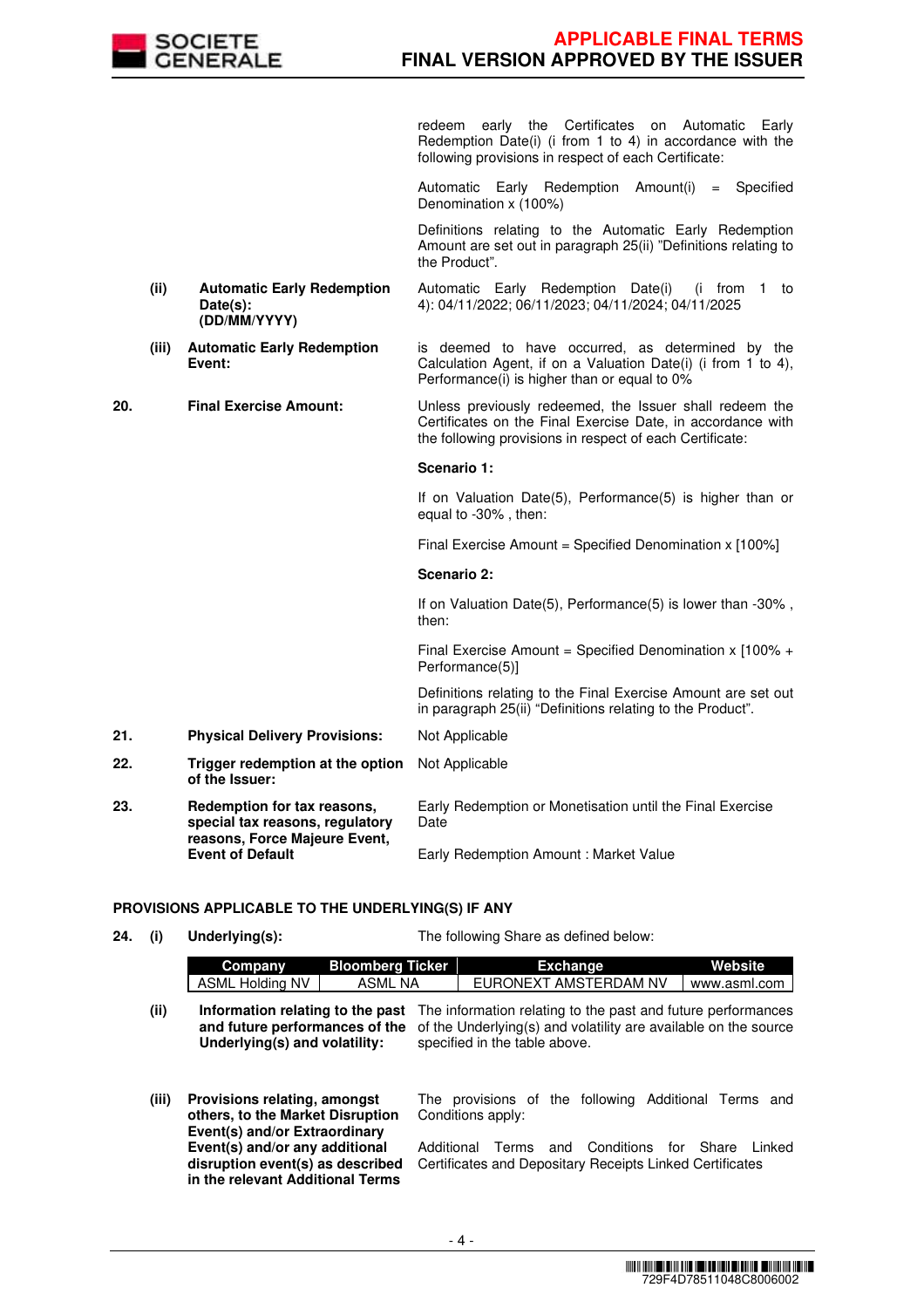| | | |
|---|---|---|
| | | redeem early the Certificates on Automatic Early Redemption Date(i) (i from 1 to 4) in accordance with the following provisions in respect of each Certificate:<br><br>Automatic Early Redemption Amount(i) = Specified Denomination x (100%)<br><br>Definitions relating to the Automatic Early Redemption Amount are set out in paragraph 25(ii) "Definitions relating to the Product". |
| (ii) | **Automatic Early Redemption Date(s): (DD/MM/YYYY)** | Automatic Early Redemption Date(i) (i from 1 to 4): 04/11/2022; 06/11/2023; 04/11/2024; 04/11/2025 |
| (iii) | **Automatic Early Redemption Event:** | is deemed to have occurred, as determined by the Calculation Agent, if on a Valuation Date(i) (i from 1 to 4), Performance(i) is higher than or equal to 0% |
| **20.** | **Final Exercise Amount:** | Unless previously redeemed, the Issuer shall redeem the Certificates on the Final Exercise Date, in accordance with the following provisions in respect of each Certificate:<br><br>**Scenario 1:**<br><br>If on Valuation Date(5), Performance(5) is higher than or equal to -30% , then:<br><br>Final Exercise Amount = Specified Denomination x [100%]<br><br>**Scenario 2:**<br><br>If on Valuation Date(5), Performance(5) is lower than -30% , then:<br><br>Final Exercise Amount = Specified Denomination x [100% + Performance(5)]<br><br>Definitions relating to the Final Exercise Amount are set out in paragraph 25(ii) "Definitions relating to the Product". |
| **21.** | **Physical Delivery Provisions:** | Not Applicable |
| **22.** | **Trigger redemption at the option of the Issuer:** | Not Applicable |
| **23.** | **Redemption for tax reasons, special tax reasons, regulatory reasons, Force Majeure Event, Event of Default** | Early Redemption or Monetisation until the Final Exercise Date<br><br>Early Redemption Amount : Market Value |

**PROVISIONS APPLICABLE TO THE UNDERLYING(S) IF ANY**

**24. (i) Underlying(s):** The following Share as defined below:

| Company | Bloomberg Ticker | Exchange | Website |
|---|---|---|---|
| ASML Holding NV | ASML NA | EURONEXT AMSTERDAM NV | www.asml.com |

| | | |
|---|---|---|
| (ii) | **Information relating to the past and future performances of the Underlying(s) and volatility:** | The information relating to the past and future performances of the Underlying(s) and volatility are available on the source specified in the table above. |
| (iii) | **Provisions relating, amongst others, to the Market Disruption Event(s) and/or Extraordinary Event(s) and/or any additional disruption event(s) as described in the relevant Additional Terms** | The provisions of the following Additional Terms and Conditions apply:<br><br>Additional Terms and Conditions for Share Linked Certificates and Depositary Receipts Linked Certificates |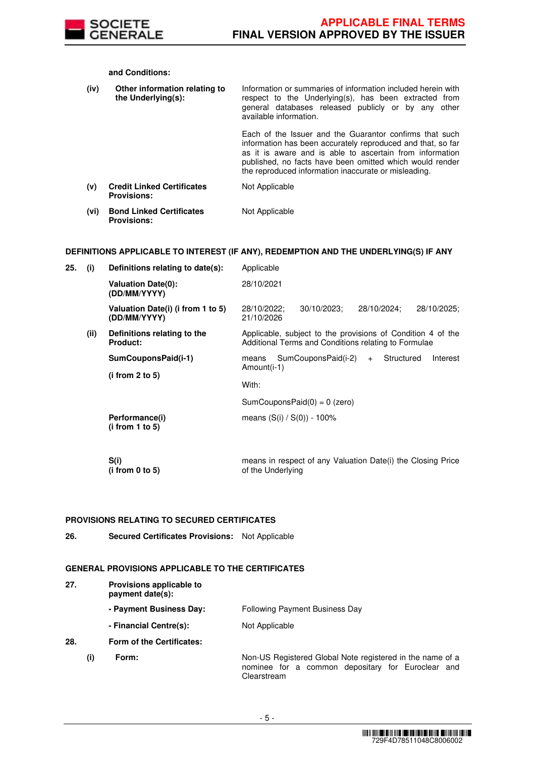| | | | |
|---|---|---|---|
| | | **and Conditions:** | |
| | **(iv)** | **Other information relating to the Underlying(s):** | Information or summaries of information included herein with respect to the Underlying(s), has been extracted from general databases released publicly or by any other available information.<br><br>Each of the Issuer and the Guarantor confirms that such information has been accurately reproduced and that, so far as it is aware and is able to ascertain from information published, no facts have been omitted which would render the reproduced information inaccurate or misleading. |
| | **(v)** | **Credit Linked Certificates Provisions:** | Not Applicable |
| | **(vi)** | **Bond Linked Certificates Provisions:** | Not Applicable |

**DEFINITIONS APPLICABLE TO INTEREST (IF ANY), REDEMPTION AND THE UNDERLYING(S) IF ANY**

| | | | |
|---|---|---|---|
| **25.** | **(i)** | **Definitions relating to date(s):** | Applicable |
| | | **Valuation Date(0): (DD/MM/YYYY)** | 28/10/2021 |
| | | **Valuation Date(i) (i from 1 to 5) (DD/MM/YYYY)** | 28/10/2022; 30/10/2023; 28/10/2024; 28/10/2025; 21/10/2026 |
| | **(ii)** | **Definitions relating to the Product:** | Applicable, subject to the provisions of Condition 4 of the Additional Terms and Conditions relating to Formulae |
| | | **SumCouponsPaid(i-1)**<br><br>**(i from 2 to 5)** | means SumCouponsPaid(i-2) + Structured Interest Amount(i-1)<br><br>With:<br><br>SumCouponsPaid(0) = 0 (zero) |
| | | **Performance(i) (i from 1 to 5)** | means (S(i) / S(0)) - 100% |
| | | **S(i) (i from 0 to 5)** | means in respect of any Valuation Date(i) the Closing Price of the Underlying |

**PROVISIONS RELATING TO SECURED CERTIFICATES**

| | | |
|---|---|---|
| **26.** | **Secured Certificates Provisions:** | Not Applicable |

**GENERAL PROVISIONS APPLICABLE TO THE CERTIFICATES**

| | | | |
|---|---|---|---|
| **27.** | | **Provisions applicable to payment date(s):** | |
| | | **- Payment Business Day:** | Following Payment Business Day |
| | | **- Financial Centre(s):** | Not Applicable |
| **28.** | | **Form of the Certificates:** | |
| | **(i)** | **Form:** | Non-US Registered Global Note registered in the name of a nominee for a common depositary for Euroclear and Clearstream |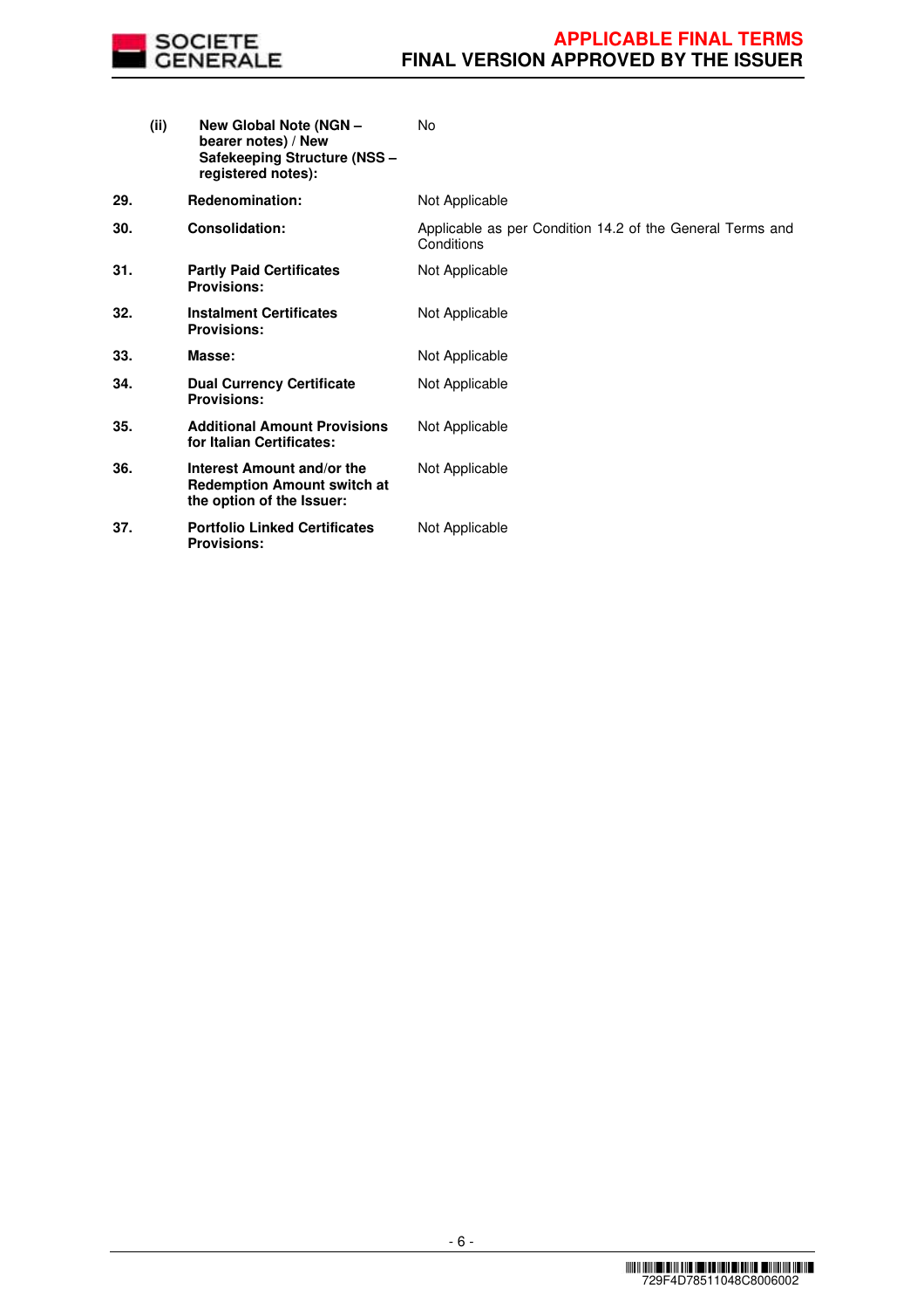| | | |
|---|---|---|
| | **(ii) New Global Note (NGN – bearer notes) / New Safekeeping Structure (NSS – registered notes):** | No |
| **29.** | **Redenomination:** | Not Applicable |
| **30.** | **Consolidation:** | Applicable as per Condition 14.2 of the General Terms and Conditions |
| **31.** | **Partly Paid Certificates Provisions:** | Not Applicable |
| **32.** | **Instalment Certificates Provisions:** | Not Applicable |
| **33.** | **Masse:** | Not Applicable |
| **34.** | **Dual Currency Certificate Provisions:** | Not Applicable |
| **35.** | **Additional Amount Provisions for Italian Certificates:** | Not Applicable |
| **36.** | **Interest Amount and/or the Redemption Amount switch at the option of the Issuer:** | Not Applicable |
| **37.** | **Portfolio Linked Certificates Provisions:** | Not Applicable |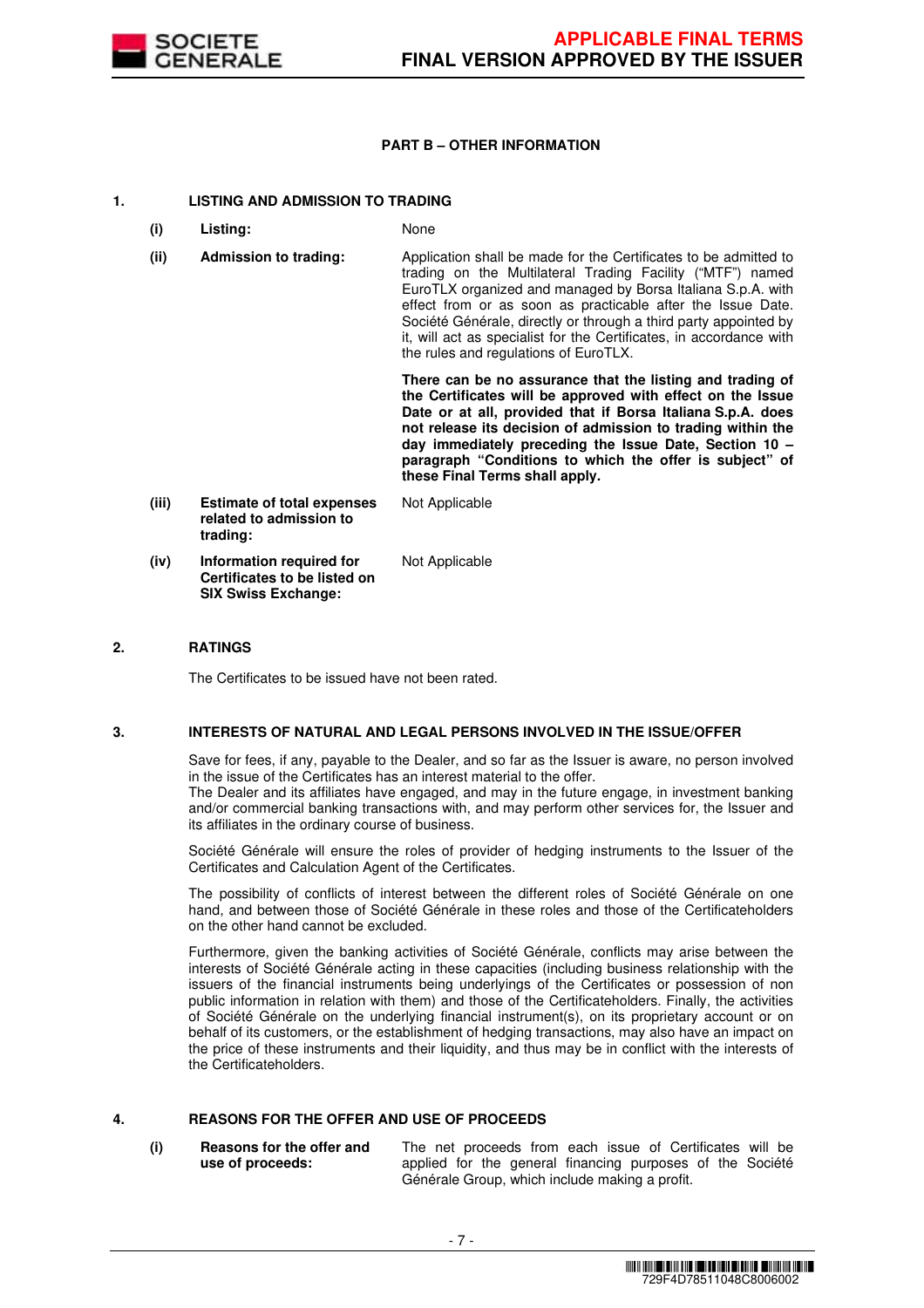## PART B – OTHER INFORMATION

### 1. LISTING AND ADMISSION TO TRADING

| | | |
|---|---|---|
| (i) | **Listing:** | None |
| (ii) | **Admission to trading:** | Application shall be made for the Certificates to be admitted to trading on the Multilateral Trading Facility ("MTF") named EuroTLX organized and managed by Borsa Italiana S.p.A. with effect from or as soon as practicable after the Issue Date. Société Générale, directly or through a third party appointed by it, will act as specialist for the Certificates, in accordance with the rules and regulations of EuroTLX.<br><br>**There can be no assurance that the listing and trading of the Certificates will be approved with effect on the Issue Date or at all, provided that if Borsa Italiana S.p.A. does not release its decision of admission to trading within the day immediately preceding the Issue Date, Section 10 – paragraph "Conditions to which the offer is subject" of these Final Terms shall apply.** |
| (iii) | **Estimate of total expenses related to admission to trading:** | Not Applicable |
| (iv) | **Information required for Certificates to be listed on SIX Swiss Exchange:** | Not Applicable |

### 2. RATINGS

The Certificates to be issued have not been rated.

### 3. INTERESTS OF NATURAL AND LEGAL PERSONS INVOLVED IN THE ISSUE/OFFER

Save for fees, if any, payable to the Dealer, and so far as the Issuer is aware, no person involved in the issue of the Certificates has an interest material to the offer.
The Dealer and its affiliates have engaged, and may in the future engage, in investment banking and/or commercial banking transactions with, and may perform other services for, the Issuer and its affiliates in the ordinary course of business.

Société Générale will ensure the roles of provider of hedging instruments to the Issuer of the Certificates and Calculation Agent of the Certificates.

The possibility of conflicts of interest between the different roles of Société Générale on one hand, and between those of Société Générale in these roles and those of the Certificateholders on the other hand cannot be excluded.

Furthermore, given the banking activities of Société Générale, conflicts may arise between the interests of Société Générale acting in these capacities (including business relationship with the issuers of the financial instruments being underlyings of the Certificates or possession of non public information in relation with them) and those of the Certificateholders. Finally, the activities of Société Générale on the underlying financial instrument(s), on its proprietary account or on behalf of its customers, or the establishment of hedging transactions, may also have an impact on the price of these instruments and their liquidity, and thus may be in conflict with the interests of the Certificateholders.

### 4. REASONS FOR THE OFFER AND USE OF PROCEEDS

| | | |
|---|---|---|
| (i) | **Reasons for the offer and use of proceeds:** | The net proceeds from each issue of Certificates will be applied for the general financing purposes of the Société Générale Group, which include making a profit. |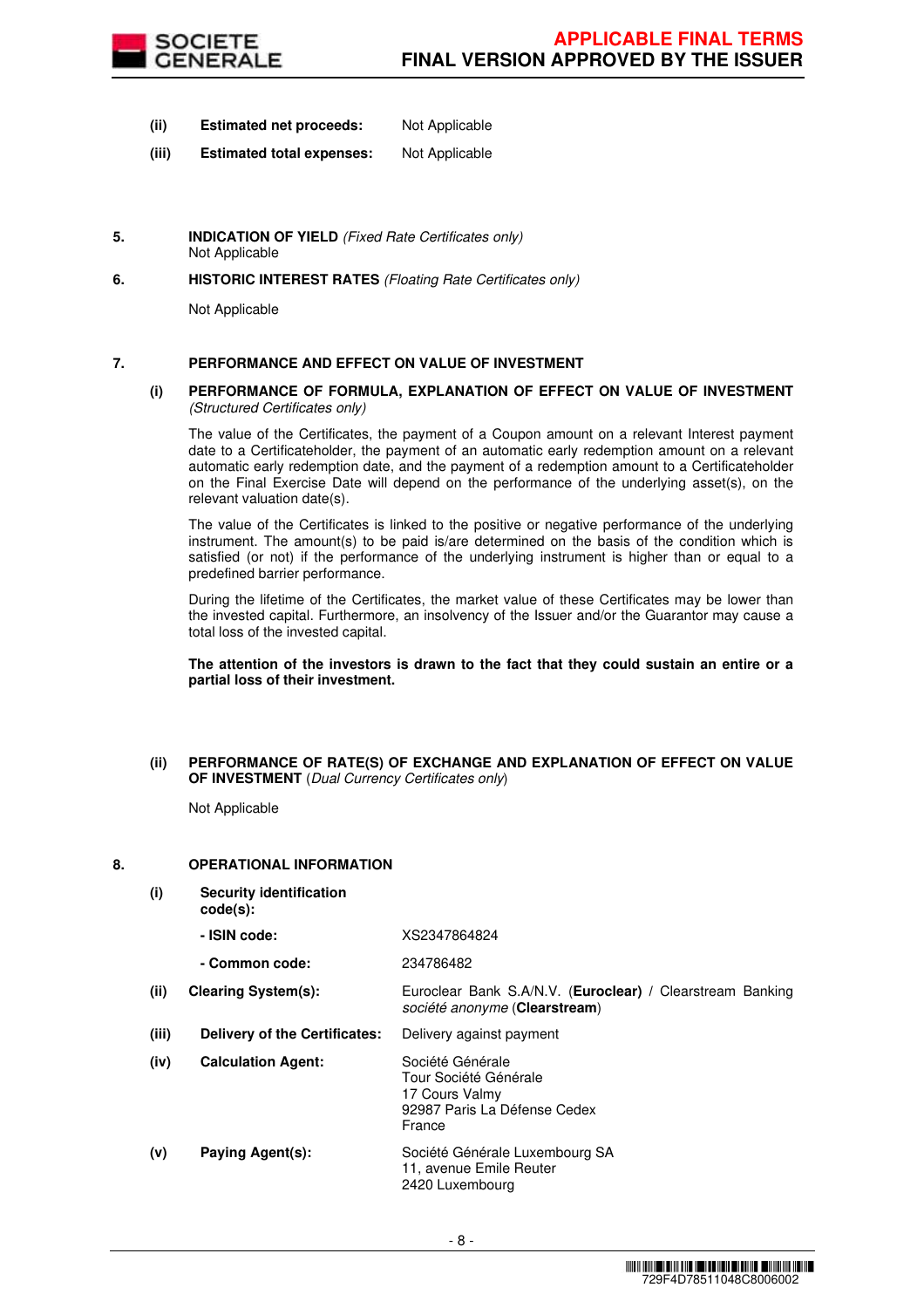| | | |
|---|---|---|
| **(ii)** | **Estimated net proceeds:** | Not Applicable |
| **(iii)** | **Estimated total expenses:** | Not Applicable |

**5. INDICATION OF YIELD** *(Fixed Rate Certificates only)*

Not Applicable

**6. HISTORIC INTEREST RATES** *(Floating Rate Certificates only)*

Not Applicable

**7. PERFORMANCE AND EFFECT ON VALUE OF INVESTMENT**

**(i) PERFORMANCE OF FORMULA, EXPLANATION OF EFFECT ON VALUE OF INVESTMENT** *(Structured Certificates only)*

The value of the Certificates, the payment of a Coupon amount on a relevant Interest payment date to a Certificateholder, the payment of an automatic early redemption amount on a relevant automatic early redemption date, and the payment of a redemption amount to a Certificateholder on the Final Exercise Date will depend on the performance of the underlying asset(s), on the relevant valuation date(s).

The value of the Certificates is linked to the positive or negative performance of the underlying instrument. The amount(s) to be paid is/are determined on the basis of the condition which is satisfied (or not) if the performance of the underlying instrument is higher than or equal to a predefined barrier performance.

During the lifetime of the Certificates, the market value of these Certificates may be lower than the invested capital. Furthermore, an insolvency of the Issuer and/or the Guarantor may cause a total loss of the invested capital.

**The attention of the investors is drawn to the fact that they could sustain an entire or a partial loss of their investment.**

**(ii) PERFORMANCE OF RATE(S) OF EXCHANGE AND EXPLANATION OF EFFECT ON VALUE OF INVESTMENT** (*Dual Currency Certificates only*)

Not Applicable

**8. OPERATIONAL INFORMATION**

| | | |
|---|---|---|
| **(i)** | **Security identification code(s):** | |
| | **- ISIN code:** | XS2347864824 |
| | **- Common code:** | 234786482 |
| **(ii)** | **Clearing System(s):** | Euroclear Bank S.A/N.V. (**Euroclear**) / Clearstream Banking *société anonyme* (**Clearstream**) |
| **(iii)** | **Delivery of the Certificates:** | Delivery against payment |
| **(iv)** | **Calculation Agent:** | Société Générale<br>Tour Société Générale<br>17 Cours Valmy<br>92987 Paris La Défense Cedex<br>France |
| **(v)** | **Paying Agent(s):** | Société Générale Luxembourg SA<br>11, avenue Emile Reuter<br>2420 Luxembourg |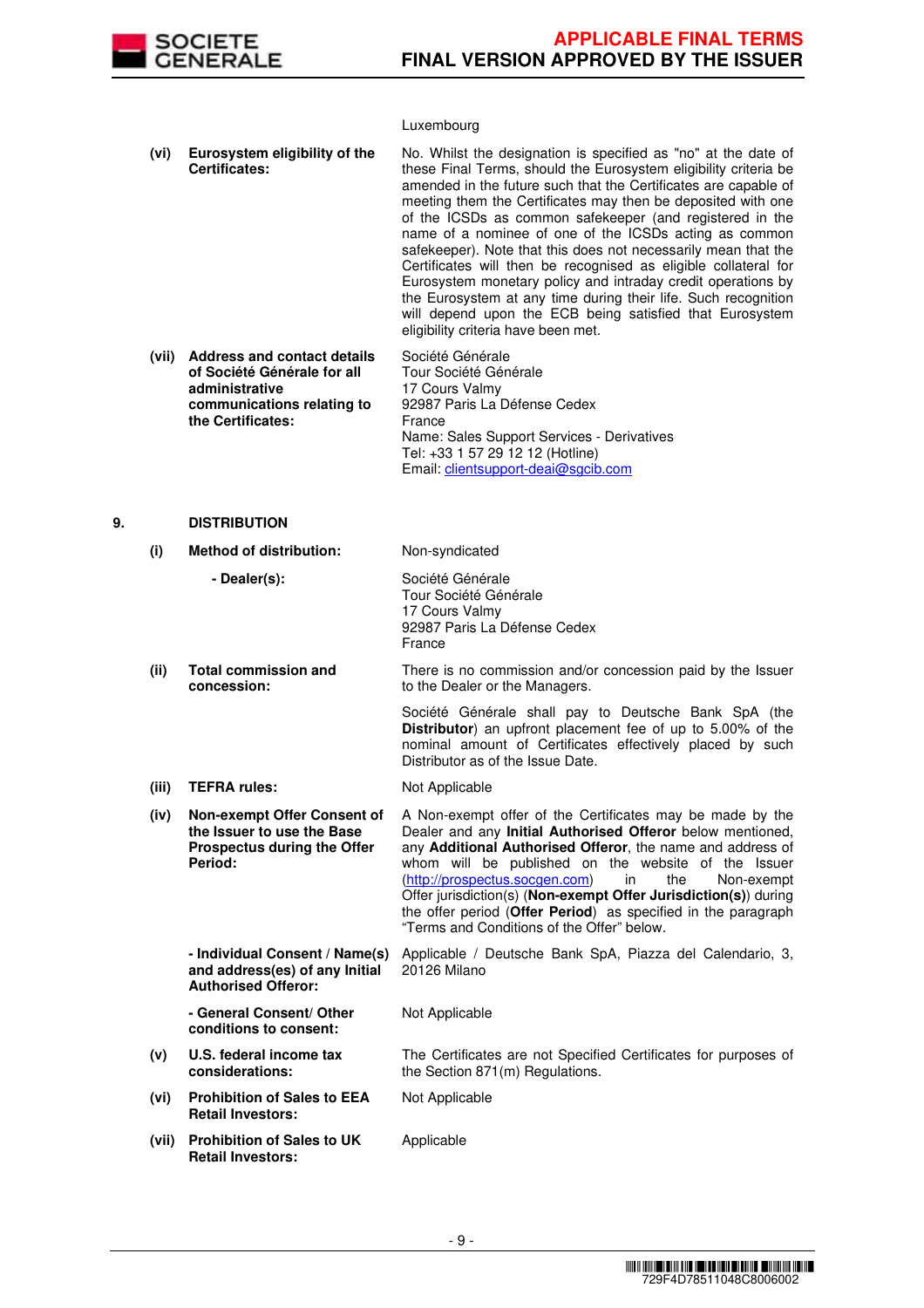| | | |
|---|---|---|
| | | Luxembourg |
| (vi) | **Eurosystem eligibility of the Certificates:** | No. Whilst the designation is specified as "no" at the date of these Final Terms, should the Eurosystem eligibility criteria be amended in the future such that the Certificates are capable of meeting them the Certificates may then be deposited with one of the ICSDs as common safekeeper (and registered in the name of a nominee of one of the ICSDs acting as common safekeeper). Note that this does not necessarily mean that the Certificates will then be recognised as eligible collateral for Eurosystem monetary policy and intraday credit operations by the Eurosystem at any time during their life. Such recognition will depend upon the ECB being satisfied that Eurosystem eligibility criteria have been met. |
| (vii) | **Address and contact details of Société Générale for all administrative communications relating to the Certificates:** | Société Générale<br>Tour Société Générale<br>17 Cours Valmy<br>92987 Paris La Défense Cedex<br>France<br>Name: Sales Support Services - Derivatives<br>Tel: +33 1 57 29 12 12 (Hotline)<br>Email: clientsupport-deai@sgcib.com |

## 9. DISTRIBUTION

| | | |
|---|---|---|
| (i) | **Method of distribution:** | Non-syndicated |
| | **- Dealer(s):** | Société Générale<br>Tour Société Générale<br>17 Cours Valmy<br>92987 Paris La Défense Cedex<br>France |
| (ii) | **Total commission and concession:** | There is no commission and/or concession paid by the Issuer to the Dealer or the Managers.<br><br>Société Générale shall pay to Deutsche Bank SpA (the **Distributor**) an upfront placement fee of up to 5.00% of the nominal amount of Certificates effectively placed by such Distributor as of the Issue Date. |
| (iii) | **TEFRA rules:** | Not Applicable |
| (iv) | **Non-exempt Offer Consent of the Issuer to use the Base Prospectus during the Offer Period:** | A Non-exempt offer of the Certificates may be made by the Dealer and any **Initial Authorised Offeror** below mentioned, any **Additional Authorised Offeror**, the name and address of whom will be published on the website of the Issuer (http://prospectus.socgen.com) in the Non-exempt Offer jurisdiction(s) (**Non-exempt Offer Jurisdiction(s)**) during the offer period (**Offer Period**) as specified in the paragraph "Terms and Conditions of the Offer" below. |
| | **- Individual Consent / Name(s) and address(es) of any Initial Authorised Offeror:** | Applicable / Deutsche Bank SpA, Piazza del Calendario, 3, 20126 Milano |
| | **- General Consent/ Other conditions to consent:** | Not Applicable |
| (v) | **U.S. federal income tax considerations:** | The Certificates are not Specified Certificates for purposes of the Section 871(m) Regulations. |
| (vi) | **Prohibition of Sales to EEA Retail Investors:** | Not Applicable |
| (vii) | **Prohibition of Sales to UK Retail Investors:** | Applicable |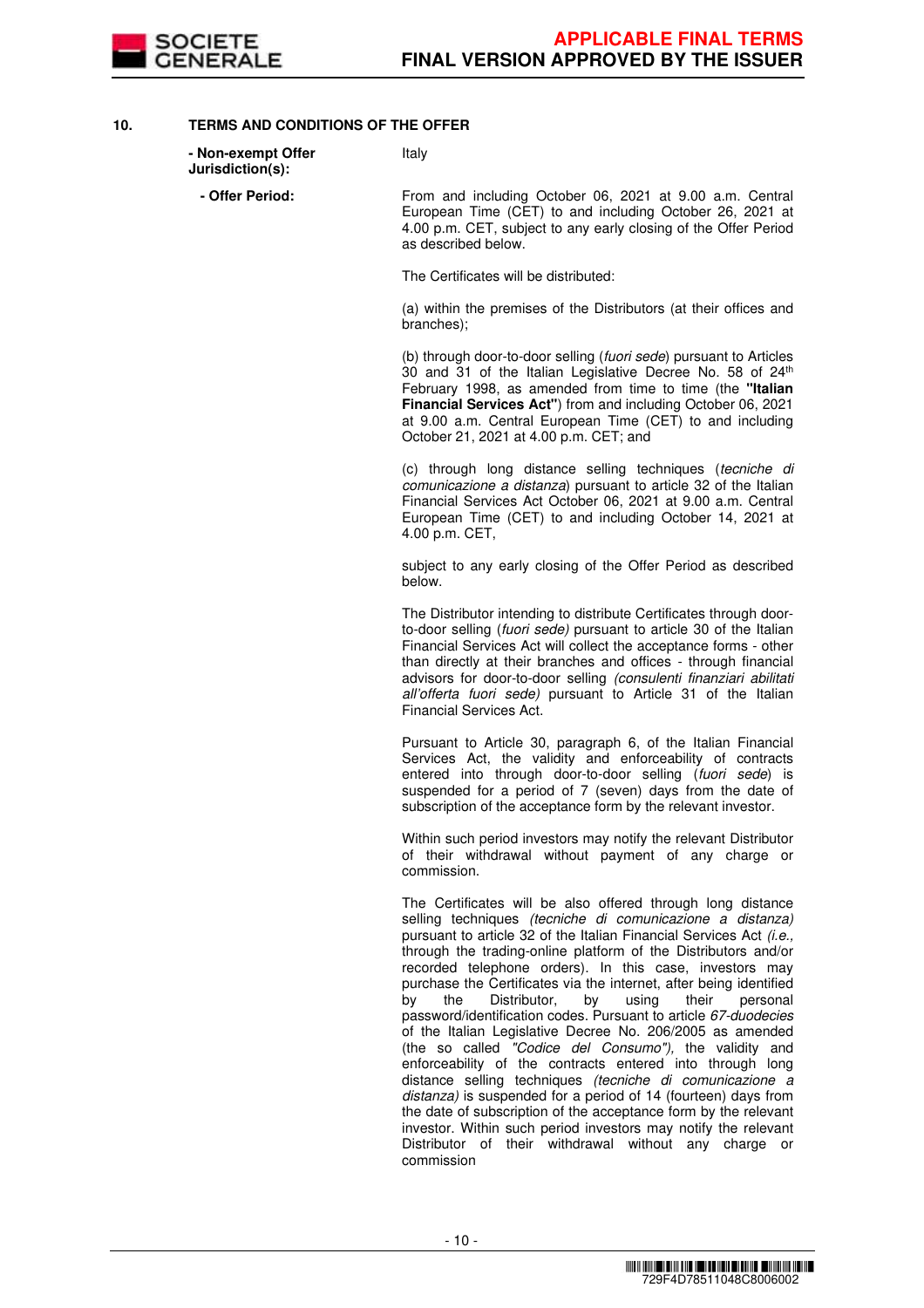## 10. TERMS AND CONDITIONS OF THE OFFER

**- Non-exempt Offer Jurisdiction(s):** Italy

**- Offer Period:** From and including October 06, 2021 at 9.00 a.m. Central European Time (CET) to and including October 26, 2021 at 4.00 p.m. CET, subject to any early closing of the Offer Period as described below.

The Certificates will be distributed:

(a) within the premises of the Distributors (at their offices and branches);

(b) through door-to-door selling (*fuori sede*) pursuant to Articles 30 and 31 of the Italian Legislative Decree No. 58 of 24th February 1998, as amended from time to time (the **"Italian Financial Services Act"**) from and including October 06, 2021 at 9.00 a.m. Central European Time (CET) to and including October 21, 2021 at 4.00 p.m. CET; and

(c) through long distance selling techniques (*tecniche di comunicazione a distanza*) pursuant to article 32 of the Italian Financial Services Act October 06, 2021 at 9.00 a.m. Central European Time (CET) to and including October 14, 2021 at 4.00 p.m. CET,

subject to any early closing of the Offer Period as described below.

The Distributor intending to distribute Certificates through door-to-door selling (*fuori sede)* pursuant to article 30 of the Italian Financial Services Act will collect the acceptance forms - other than directly at their branches and offices - through financial advisors for door-to-door selling *(consulenti finanziari abilitati all'offerta fuori sede)* pursuant to Article 31 of the Italian Financial Services Act.

Pursuant to Article 30, paragraph 6, of the Italian Financial Services Act, the validity and enforceability of contracts entered into through door-to-door selling (*fuori sede*) is suspended for a period of 7 (seven) days from the date of subscription of the acceptance form by the relevant investor.

Within such period investors may notify the relevant Distributor of their withdrawal without payment of any charge or commission.

The Certificates will be also offered through long distance selling techniques *(tecniche di comunicazione a distanza)* pursuant to article 32 of the Italian Financial Services Act *(i.e.,* through the trading-online platform of the Distributors and/or recorded telephone orders). In this case, investors may purchase the Certificates via the internet, after being identified by the Distributor, by using their personal password/identification codes. Pursuant to article *67-duodecies* of the Italian Legislative Decree No. 206/2005 as amended (the so called *"Codice del Consumo"),* the validity and enforceability of the contracts entered into through long distance selling techniques *(tecniche di comunicazione a distanza)* is suspended for a period of 14 (fourteen) days from the date of subscription of the acceptance form by the relevant investor. Within such period investors may notify the relevant Distributor of their withdrawal without any charge or commission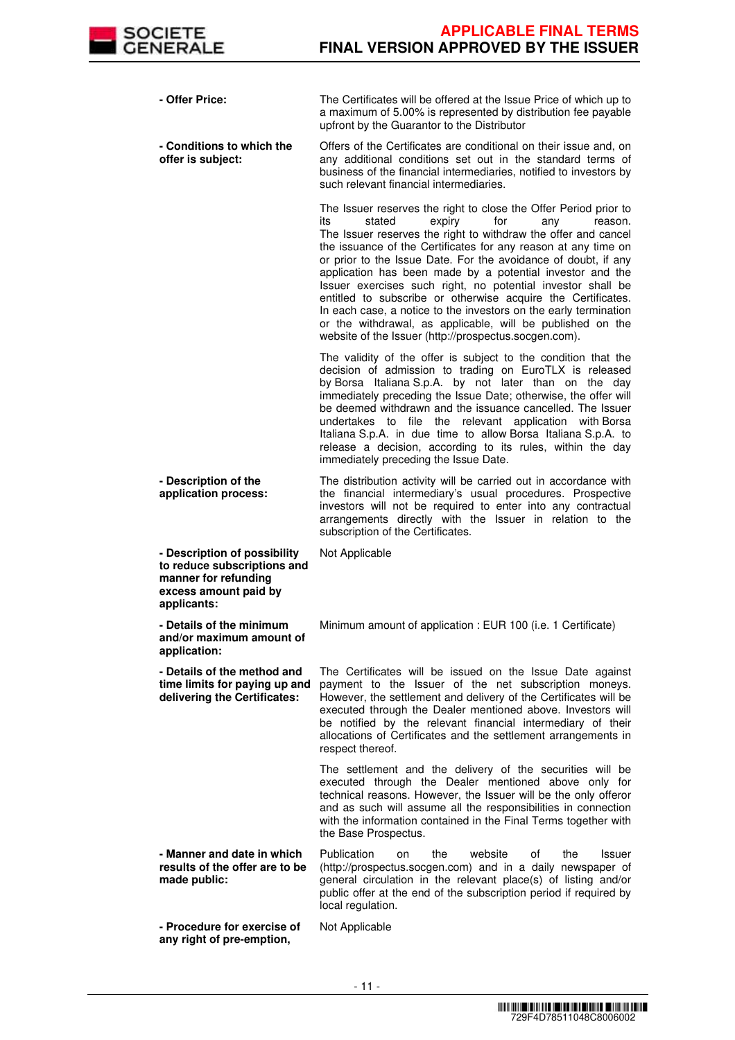| | |
|---|---|
| **- Offer Price:** | The Certificates will be offered at the Issue Price of which up to a maximum of 5.00% is represented by distribution fee payable upfront by the Guarantor to the Distributor |
| **- Conditions to which the offer is subject:** | Offers of the Certificates are conditional on their issue and, on any additional conditions set out in the standard terms of business of the financial intermediaries, notified to investors by such relevant financial intermediaries.<br><br>The Issuer reserves the right to close the Offer Period prior to its stated expiry for any reason. The Issuer reserves the right to withdraw the offer and cancel the issuance of the Certificates for any reason at any time on or prior to the Issue Date. For the avoidance of doubt, if any application has been made by a potential investor and the Issuer exercises such right, no potential investor shall be entitled to subscribe or otherwise acquire the Certificates. In each case, a notice to the investors on the early termination or the withdrawal, as applicable, will be published on the website of the Issuer (http://prospectus.socgen.com).<br><br>The validity of the offer is subject to the condition that the decision of admission to trading on EuroTLX is released by Borsa Italiana S.p.A. by not later than on the day immediately preceding the Issue Date; otherwise, the offer will be deemed withdrawn and the issuance cancelled. The Issuer undertakes to file the relevant application with Borsa Italiana S.p.A. in due time to allow Borsa Italiana S.p.A. to release a decision, according to its rules, within the day immediately preceding the Issue Date. |
| **- Description of the application process:** | The distribution activity will be carried out in accordance with the financial intermediary's usual procedures. Prospective investors will not be required to enter into any contractual arrangements directly with the Issuer in relation to the subscription of the Certificates. |
| **- Description of possibility to reduce subscriptions and manner for refunding excess amount paid by applicants:** | Not Applicable |
| **- Details of the minimum and/or maximum amount of application:** | Minimum amount of application : EUR 100 (i.e. 1 Certificate) |
| **- Details of the method and time limits for paying up and delivering the Certificates:** | The Certificates will be issued on the Issue Date against payment to the Issuer of the net subscription moneys. However, the settlement and delivery of the Certificates will be executed through the Dealer mentioned above. Investors will be notified by the relevant financial intermediary of their allocations of Certificates and the settlement arrangements in respect thereof.<br><br>The settlement and the delivery of the securities will be executed through the Dealer mentioned above only for technical reasons. However, the Issuer will be the only offeror and as such will assume all the responsibilities in connection with the information contained in the Final Terms together with the Base Prospectus. |
| **- Manner and date in which results of the offer are to be made public:** | Publication on the website of the Issuer (http://prospectus.socgen.com) and in a daily newspaper of general circulation in the relevant place(s) of listing and/or public offer at the end of the subscription period if required by local regulation. |
| **- Procedure for exercise of any right of pre-emption,** | Not Applicable |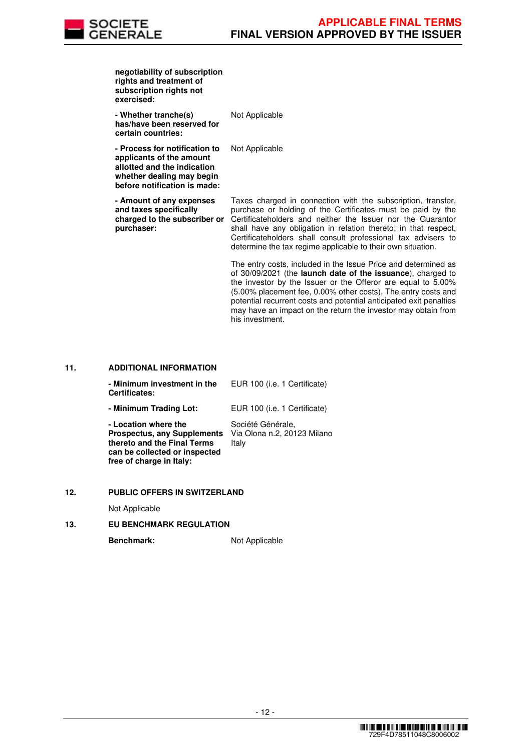| | |
|---|---|
| **negotiability of subscription rights and treatment of subscription rights not exercised:** | |
| **- Whether tranche(s) has/have been reserved for certain countries:** | Not Applicable |
| **- Process for notification to applicants of the amount allotted and the indication whether dealing may begin before notification is made:** | Not Applicable |
| **- Amount of any expenses and taxes specifically charged to the subscriber or purchaser:** | Taxes charged in connection with the subscription, transfer, purchase or holding of the Certificates must be paid by the Certificateholders and neither the Issuer nor the Guarantor shall have any obligation in relation thereto; in that respect, Certificateholders shall consult professional tax advisers to determine the tax regime applicable to their own situation.<br><br>The entry costs, included in the Issue Price and determined as of 30/09/2021 (the **launch date of the issuance**), charged to the investor by the Issuer or the Offeror are equal to 5.00% (5.00% placement fee, 0.00% other costs). The entry costs and potential recurrent costs and potential anticipated exit penalties may have an impact on the return the investor may obtain from his investment. |

## 11. ADDITIONAL INFORMATION

| | |
|---|---|
| **- Minimum investment in the Certificates:** | EUR 100 (i.e. 1 Certificate) |
| **- Minimum Trading Lot:** | EUR 100 (i.e. 1 Certificate) |
| **- Location where the Prospectus, any Supplements thereto and the Final Terms can be collected or inspected free of charge in Italy:** | Société Générale,<br>Via Olona n.2, 20123 Milano<br>Italy |

## 12. PUBLIC OFFERS IN SWITZERLAND

Not Applicable

## 13. EU BENCHMARK REGULATION

| | |
|---|---|
| **Benchmark:** | Not Applicable |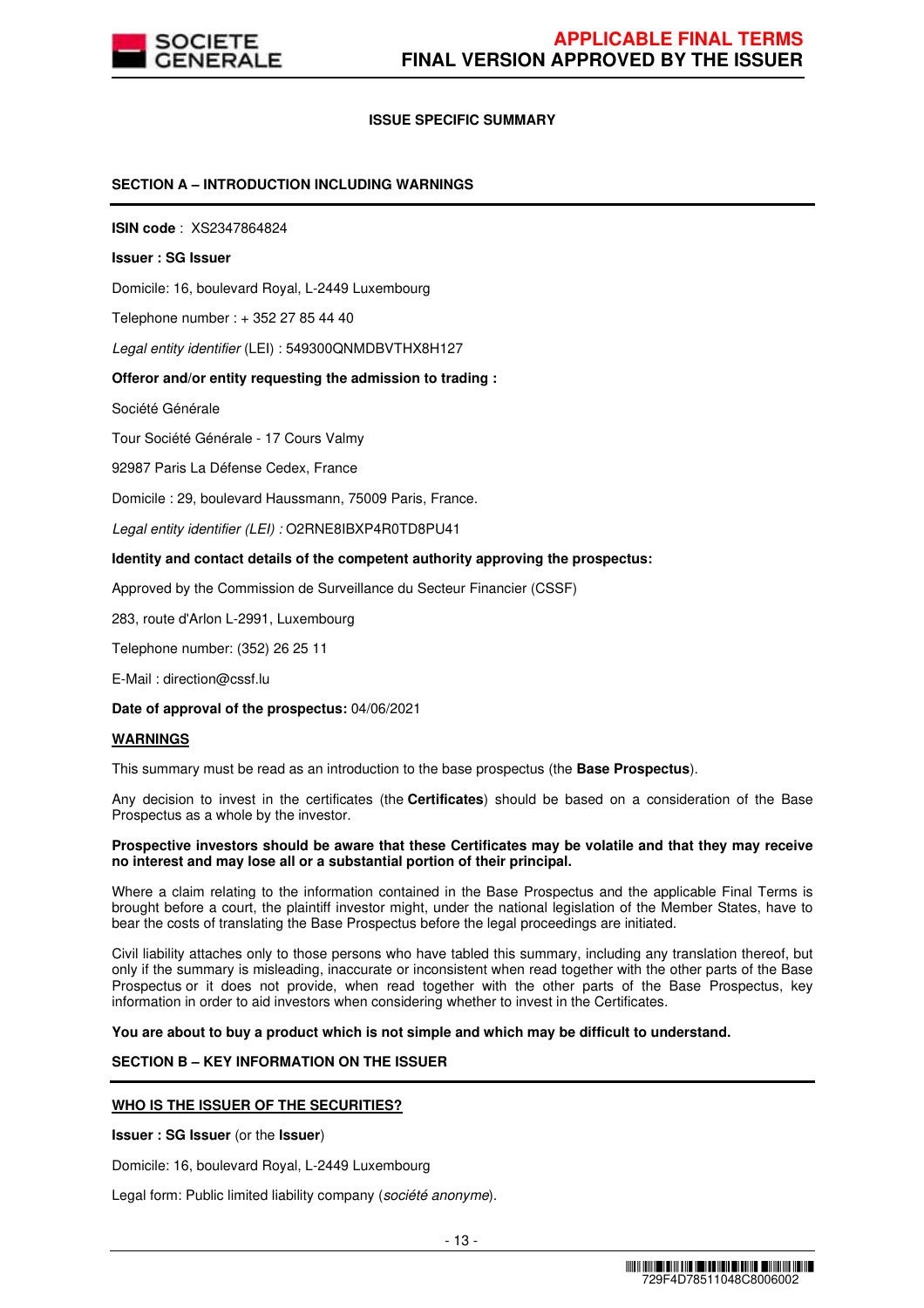**ISSUE SPECIFIC SUMMARY**

**SECTION A – INTRODUCTION INCLUDING WARNINGS**

**ISIN code** : XS2347864824

**Issuer : SG Issuer**

Domicile: 16, boulevard Royal, L-2449 Luxembourg

Telephone number : + 352 27 85 44 40

*Legal entity identifier* (LEI) : 549300QNMDBVTHX8H127

**Offeror and/or entity requesting the admission to trading :**

Société Générale

Tour Société Générale - 17 Cours Valmy

92987 Paris La Défense Cedex, France

Domicile : 29, boulevard Haussmann, 75009 Paris, France.

*Legal entity identifier (LEI) :* O2RNE8IBXP4R0TD8PU41

**Identity and contact details of the competent authority approving the prospectus:**

Approved by the Commission de Surveillance du Secteur Financier (CSSF)

283, route d'Arlon L-2991, Luxembourg

Telephone number: (352) 26 25 11

E-Mail : direction@cssf.lu

**Date of approval of the prospectus:** 04/06/2021

**WARNINGS**

This summary must be read as an introduction to the base prospectus (the **Base Prospectus**).

Any decision to invest in the certificates (the **Certificates**) should be based on a consideration of the Base Prospectus as a whole by the investor.

**Prospective investors should be aware that these Certificates may be volatile and that they may receive no interest and may lose all or a substantial portion of their principal.**

Where a claim relating to the information contained in the Base Prospectus and the applicable Final Terms is brought before a court, the plaintiff investor might, under the national legislation of the Member States, have to bear the costs of translating the Base Prospectus before the legal proceedings are initiated.

Civil liability attaches only to those persons who have tabled this summary, including any translation thereof, but only if the summary is misleading, inaccurate or inconsistent when read together with the other parts of the Base Prospectus or it does not provide, when read together with the other parts of the Base Prospectus, key information in order to aid investors when considering whether to invest in the Certificates.

**You are about to buy a product which is not simple and which may be difficult to understand.**

**SECTION B – KEY INFORMATION ON THE ISSUER**

**WHO IS THE ISSUER OF THE SECURITIES?**

**Issuer : SG Issuer** (or the **Issuer**)

Domicile: 16, boulevard Royal, L-2449 Luxembourg

Legal form: Public limited liability company (*société anonyme*).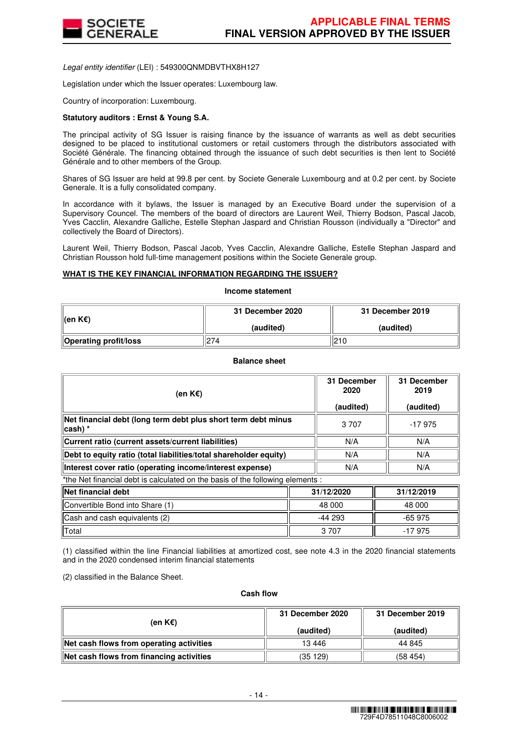*Legal entity identifier* (LEI) : 549300QNMDBVTHX8H127

Legislation under which the Issuer operates: Luxembourg law.

Country of incorporation: Luxembourg.

**Statutory auditors : Ernst & Young S.A.**

The principal activity of SG Issuer is raising finance by the issuance of warrants as well as debt securities designed to be placed to institutional customers or retail customers through the distributors associated with Société Générale. The financing obtained through the issuance of such debt securities is then lent to Société Générale and to other members of the Group.

Shares of SG Issuer are held at 99.8 per cent. by Societe Generale Luxembourg and at 0.2 per cent. by Societe Generale. It is a fully consolidated company.

In accordance with it bylaws, the Issuer is managed by an Executive Board under the supervision of a Supervisory Councel. The members of the board of directors are Laurent Weil, Thierry Bodson, Pascal Jacob, Yves Cacclin, Alexandre Galliche, Estelle Stephan Jaspard and Christian Rousson (individually a "Director" and collectively the Board of Directors).

Laurent Weil, Thierry Bodson, Pascal Jacob, Yves Cacclin, Alexandre Galliche, Estelle Stephan Jaspard and Christian Rousson hold full-time management positions within the Societe Generale group.

**WHAT IS THE KEY FINANCIAL INFORMATION REGARDING THE ISSUER?**

**Income statement**

| (en K€) | 31 December 2020 (audited) | 31 December 2019 (audited) |
|---|---|---|
| **Operating profit/loss** | 274 | 210 |

**Balance sheet**

| (en K€) | 31 December 2020 (audited) | 31 December 2019 (audited) |
|---|---|---|
| **Net financial debt (long term debt plus short term debt minus cash) *** | 3 707 | -17 975 |
| **Current ratio (current assets/current liabilities)** | N/A | N/A |
| **Debt to equity ratio (total liabilities/total shareholder equity)** | N/A | N/A |
| **Interest cover ratio (operating income/interest expense)** | N/A | N/A |

*the Net financial debt is calculated on the basis of the following elements :

| Net financial debt | 31/12/2020 | 31/12/2019 |
|---|---|---|
| Convertible Bond into Share (1) | 48 000 | 48 000 |
| Cash and cash equivalents (2) | -44 293 | -65 975 |
| Total | 3 707 | -17 975 |

(1) classified within the line Financial liabilities at amortized cost, see note 4.3 in the 2020 financial statements and in the 2020 condensed interim financial statements

(2) classified in the Balance Sheet.

**Cash flow**

| (en K€) | 31 December 2020 (audited) | 31 December 2019 (audited) |
|---|---|---|
| **Net cash flows from operating activities** | 13 446 | 44 845 |
| **Net cash flows from financing activities** | (35 129) | (58 454) |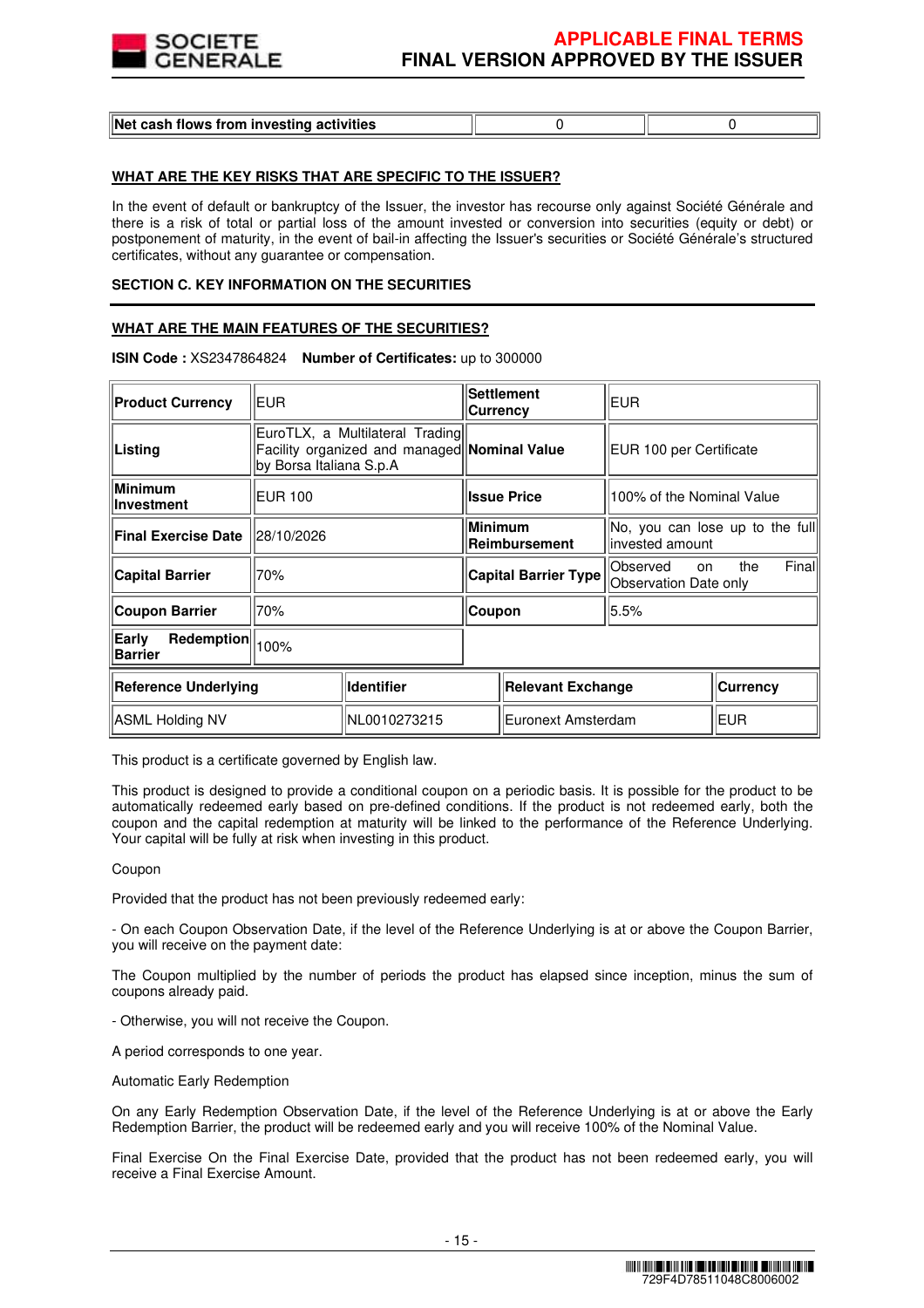| Net cash flows from investing activities | 0 | 0 |
|---|---|---|

**WHAT ARE THE KEY RISKS THAT ARE SPECIFIC TO THE ISSUER?**

In the event of default or bankruptcy of the Issuer, the investor has recourse only against Société Générale and there is a risk of total or partial loss of the amount invested or conversion into securities (equity or debt) or postponement of maturity, in the event of bail-in affecting the Issuer's securities or Société Générale's structured certificates, without any guarantee or compensation.

**SECTION C. KEY INFORMATION ON THE SECURITIES**

**WHAT ARE THE MAIN FEATURES OF THE SECURITIES?**

**ISIN Code :** XS2347864824 **Number of Certificates:** up to 300000

| **Product Currency** | EUR | **Settlement Currency** | EUR |
|---|---|---|---|
| **Listing** | EuroTLX, a Multilateral Trading Facility organized and managed by Borsa Italiana S.p.A | **Nominal Value** | EUR 100 per Certificate |
| **Minimum Investment** | EUR 100 | **Issue Price** | 100% of the Nominal Value |
| **Final Exercise Date** | 28/10/2026 | **Minimum Reimbursement** | No, you can lose up to the full invested amount |
| **Capital Barrier** | 70% | **Capital Barrier Type** | Observed on the Final Observation Date only |
| **Coupon Barrier** | 70% | **Coupon** | 5.5% |
| **Early Redemption Barrier** | 100% | | |

| **Reference Underlying** | **Identifier** | **Relevant Exchange** | **Currency** |
|---|---|---|---|
| ASML Holding NV | NL0010273215 | Euronext Amsterdam | EUR |

This product is a certificate governed by English law.

This product is designed to provide a conditional coupon on a periodic basis. It is possible for the product to be automatically redeemed early based on pre-defined conditions. If the product is not redeemed early, both the coupon and the capital redemption at maturity will be linked to the performance of the Reference Underlying. Your capital will be fully at risk when investing in this product.

Coupon

Provided that the product has not been previously redeemed early:

- On each Coupon Observation Date, if the level of the Reference Underlying is at or above the Coupon Barrier, you will receive on the payment date:

The Coupon multiplied by the number of periods the product has elapsed since inception, minus the sum of coupons already paid.

- Otherwise, you will not receive the Coupon.

A period corresponds to one year.

Automatic Early Redemption

On any Early Redemption Observation Date, if the level of the Reference Underlying is at or above the Early Redemption Barrier, the product will be redeemed early and you will receive 100% of the Nominal Value.

Final Exercise On the Final Exercise Date, provided that the product has not been redeemed early, you will receive a Final Exercise Amount.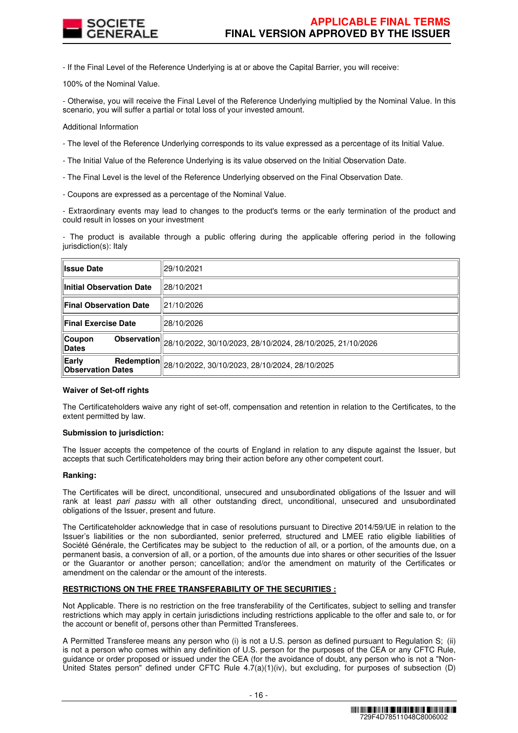- If the Final Level of the Reference Underlying is at or above the Capital Barrier, you will receive:

100% of the Nominal Value.

- Otherwise, you will receive the Final Level of the Reference Underlying multiplied by the Nominal Value. In this scenario, you will suffer a partial or total loss of your invested amount.

Additional Information

- The level of the Reference Underlying corresponds to its value expressed as a percentage of its Initial Value.

- The Initial Value of the Reference Underlying is its value observed on the Initial Observation Date.

- The Final Level is the level of the Reference Underlying observed on the Final Observation Date.

- Coupons are expressed as a percentage of the Nominal Value.

- Extraordinary events may lead to changes to the product's terms or the early termination of the product and could result in losses on your investment

- The product is available through a public offering during the applicable offering period in the following jurisdiction(s): Italy

| | |
|---|---|
| **Issue Date** | 29/10/2021 |
| **Initial Observation Date** | 28/10/2021 |
| **Final Observation Date** | 21/10/2026 |
| **Final Exercise Date** | 28/10/2026 |
| **Coupon Observation Dates** | 28/10/2022, 30/10/2023, 28/10/2024, 28/10/2025, 21/10/2026 |
| **Early Redemption Observation Dates** | 28/10/2022, 30/10/2023, 28/10/2024, 28/10/2025 |

**Waiver of Set-off rights**

The Certificateholders waive any right of set-off, compensation and retention in relation to the Certificates, to the extent permitted by law.

**Submission to jurisdiction:**

The Issuer accepts the competence of the courts of England in relation to any dispute against the Issuer, but accepts that such Certificateholders may bring their action before any other competent court.

**Ranking:**

The Certificates will be direct, unconditional, unsecured and unsubordinated obligations of the Issuer and will rank at least *pari passu* with all other outstanding direct, unconditional, unsecured and unsubordinated obligations of the Issuer, present and future.

The Certificateholder acknowledge that in case of resolutions pursuant to Directive 2014/59/UE in relation to the Issuer's liabilities or the non subordianted, senior preferred, structured and LMEE ratio eligible liabilities of Société Générale, the Certificates may be subject to the reduction of all, or a portion, of the amounts due, on a permanent basis, a conversion of all, or a portion, of the amounts due into shares or other securities of the Issuer or the Guarantor or another person; cancellation; and/or the amendment on maturity of the Certificates or amendment on the calendar or the amount of the interests.

**<u>RESTRICTIONS ON THE FREE TRANSFERABILITY OF THE SECURITIES :</u>**

Not Applicable. There is no restriction on the free transferability of the Certificates, subject to selling and transfer restrictions which may apply in certain jurisdictions including restrictions applicable to the offer and sale to, or for the account or benefit of, persons other than Permitted Transferees.

A Permitted Transferee means any person who (i) is not a U.S. person as defined pursuant to Regulation S; (ii) is not a person who comes within any definition of U.S. person for the purposes of the CEA or any CFTC Rule, guidance or order proposed or issued under the CEA (for the avoidance of doubt, any person who is not a "Non-United States person" defined under CFTC Rule 4.7(a)(1)(iv), but excluding, for purposes of subsection (D)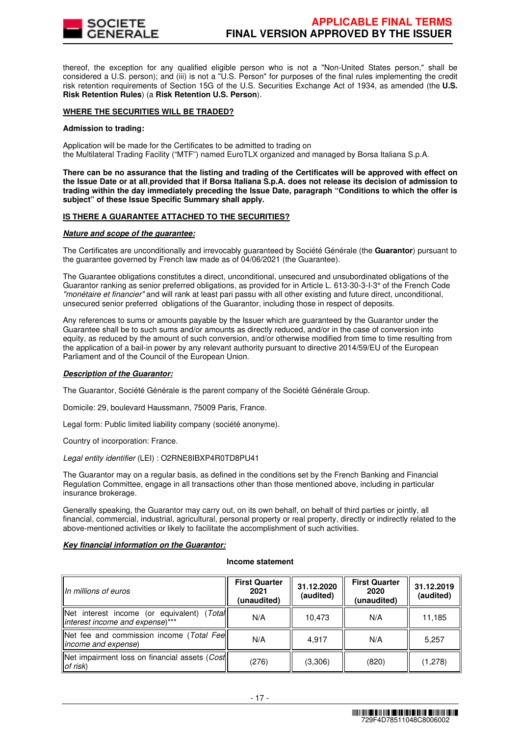thereof, the exception for any qualified eligible person who is not a "Non-United States person," shall be considered a U.S. person); and (iii) is not a "U.S. Person" for purposes of the final rules implementing the credit risk retention requirements of Section 15G of the U.S. Securities Exchange Act of 1934, as amended (the **U.S. Risk Retention Rules**) (a **Risk Retention U.S. Person**).

**WHERE THE SECURITIES WILL BE TRADED?**

**Admission to trading:**

Application will be made for the Certificates to be admitted to trading on
the Multilateral Trading Facility ("MTF") named EuroTLX organized and managed by Borsa Italiana S.p.A.

**There can be no assurance that the listing and trading of the Certificates will be approved with effect on the Issue Date or at all,provided that if Borsa Italiana S.p.A. does not release its decision of admission to trading within the day immediately preceding the Issue Date, paragraph "Conditions to which the offer is subject" of these Issue Specific Summary shall apply.**

**IS THERE A GUARANTEE ATTACHED TO THE SECURITIES?**

***Nature and scope of the guarantee:***

The Certificates are unconditionally and irrevocably guaranteed by Société Générale (the **Guarantor**) pursuant to the guarantee governed by French law made as of 04/06/2021 (the Guarantee).

The Guarantee obligations constitutes a direct, unconditional, unsecured and unsubordinated obligations of the Guarantor ranking as senior preferred obligations, as provided for in Article L. 613-30-3-I-3° of the French Code *"monétaire et financier"* and will rank at least pari passu with all other existing and future direct, unconditional, unsecured senior preferred obligations of the Guarantor, including those in respect of deposits.

Any references to sums or amounts payable by the Issuer which are guaranteed by the Guarantor under the Guarantee shall be to such sums and/or amounts as directly reduced, and/or in the case of conversion into equity, as reduced by the amount of such conversion, and/or otherwise modified from time to time resulting from the application of a bail-in power by any relevant authority pursuant to directive 2014/59/EU of the European Parliament and of the Council of the European Union.

***Description of the Guarantor:***

The Guarantor, Société Générale is the parent company of the Société Générale Group.

Domicile: 29, boulevard Haussmann, 75009 Paris, France.

Legal form: Public limited liability company (société anonyme).

Country of incorporation: France.

*Legal entity identifier* (LEI) : O2RNE8IBXP4R0TD8PU41

The Guarantor may on a regular basis, as defined in the conditions set by the French Banking and Financial Regulation Committee, engage in all transactions other than those mentioned above, including in particular insurance brokerage.

Generally speaking, the Guarantor may carry out, on its own behalf, on behalf of third parties or jointly, all financial, commercial, industrial, agricultural, personal property or real property, directly or indirectly related to the above-mentioned activities or likely to facilitate the accomplishment of such activities.

***Key financial information on the Guarantor:***

**Income statement**

| *In millions of euros* | **First Quarter 2021 (unaudited)** | **31.12.2020 (audited)** | **First Quarter 2020 (unaudited)** | **31.12.2019 (audited)** |
|---|---|---|---|---|
| Net interest income (or equivalent) (*Total interest income and expense*)*** | N/A | 10,473 | N/A | 11,185 |
| Net fee and commission income (*Total Fee income and expense*) | N/A | 4,917 | N/A | 5,257 |
| Net impairment loss on financial assets (*Cost of risk*) | (276) | (3,306) | (820) | (1,278) |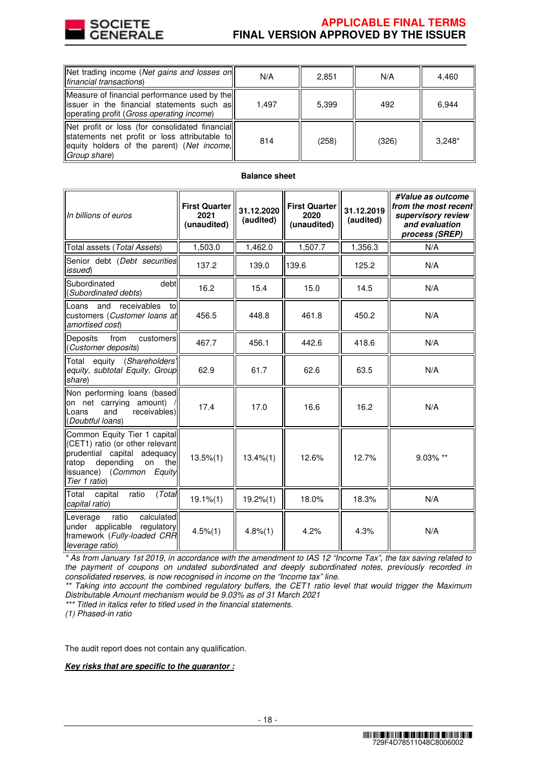| Net trading income (*Net gains and losses on financial transactions*) | N/A | 2,851 | N/A | 4,460 |
|---|---|---|---|---|
| Measure of financial performance used by the issuer in the financial statements such as operating profit (*Gross operating income*) | 1,497 | 5,399 | 492 | 6,944 |
| Net profit or loss (for consolidated financial statements net profit or loss attributable to equity holders of the parent) (*Net income, Group share*) | 814 | (258) | (326) | 3,248* |

**Balance sheet**

| *In billions of euros* | **First Quarter 2021 (unaudited)** | **31.12.2020 (audited)** | **First Quarter 2020 (unaudited)** | **31.12.2019 (audited)** | ***#Value as outcome from the most recent supervisory review and evaluation process (SREP)*** |
|---|---|---|---|---|---|
| Total assets (*Total Assets*) | 1,503.0 | 1,462.0 | 1,507.7 | 1,356.3 | N/A |
| Senior debt (*Debt securities issued*) | 137.2 | 139.0 | 139.6 | 125.2 | N/A |
| Subordinated debt (*Subordinated debts*) | 16.2 | 15.4 | 15.0 | 14.5 | N/A |
| Loans and receivables to customers (*Customer loans at amortised cost*) | 456.5 | 448.8 | 461.8 | 450.2 | N/A |
| Deposits from customers (*Customer deposits*) | 467.7 | 456.1 | 442.6 | 418.6 | N/A |
| Total equity (*Shareholders' equity, subtotal Equity, Group share*) | 62.9 | 61.7 | 62.6 | 63.5 | N/A |
| Non performing loans (based on net carrying amount) / Loans and receivables) (*Doubtful loans*) | 17.4 | 17.0 | 16.6 | 16.2 | N/A |
| Common Equity Tier 1 capital (CET1) ratio (or other relevant prudential capital adequacy ratop depending on the issuance) (*Common Equity Tier 1 ratio*) | 13.5%(1) | 13.4%(1) | 12.6% | 12.7% | 9.03% ** |
| Total capital ratio (*Total capital ratio*) | 19.1%(1) | 19.2%(1) | 18.0% | 18.3% | N/A |
| Leverage ratio calculated under applicable regulatory framework (*Fully-loaded CRR leverage ratio*) | 4.5%(1) | 4.8%(1) | 4.2% | 4.3% | N/A |

*\* As from January 1st 2019, in accordance with the amendment to IAS 12 "Income Tax", the tax saving related to the payment of coupons on undated subordinated and deeply subordinated notes, previously recorded in consolidated reserves, is now recognised in income on the "Income tax" line.*

*\*\* Taking into account the combined regulatory buffers, the CET1 ratio level that would trigger the Maximum Distributable Amount mechanism would be 9.03% as of 31 March 2021*

*\*\*\* Titled in italics refer to titled used in the financial statements.*

*(1) Phased-in ratio*

The audit report does not contain any qualification.

***Key risks that are specific to the guarantor :***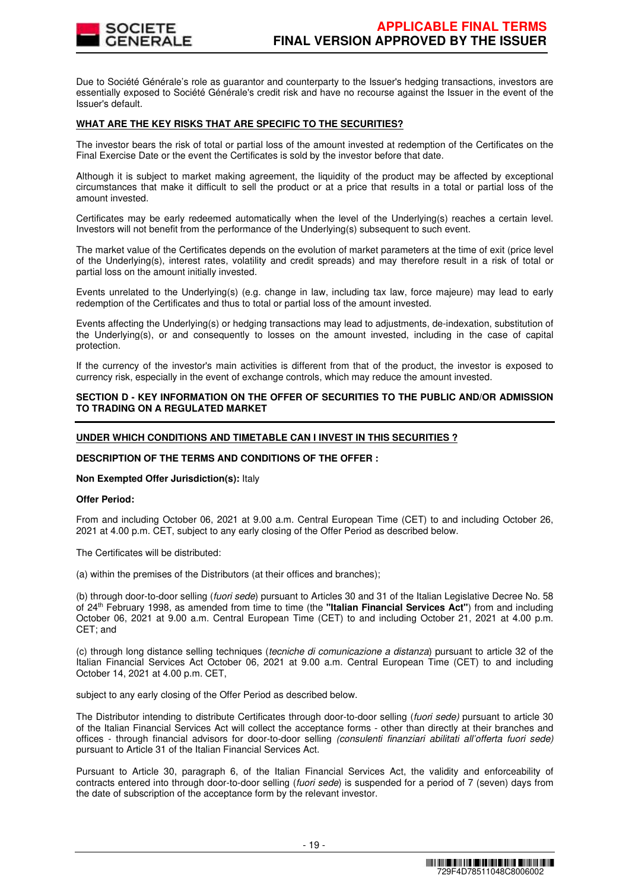Due to Société Générale's role as guarantor and counterparty to the Issuer's hedging transactions, investors are essentially exposed to Société Générale's credit risk and have no recourse against the Issuer in the event of the Issuer's default.

**WHAT ARE THE KEY RISKS THAT ARE SPECIFIC TO THE SECURITIES?**

The investor bears the risk of total or partial loss of the amount invested at redemption of the Certificates on the Final Exercise Date or the event the Certificates is sold by the investor before that date.

Although it is subject to market making agreement, the liquidity of the product may be affected by exceptional circumstances that make it difficult to sell the product or at a price that results in a total or partial loss of the amount invested.

Certificates may be early redeemed automatically when the level of the Underlying(s) reaches a certain level. Investors will not benefit from the performance of the Underlying(s) subsequent to such event.

The market value of the Certificates depends on the evolution of market parameters at the time of exit (price level of the Underlying(s), interest rates, volatility and credit spreads) and may therefore result in a risk of total or partial loss on the amount initially invested.

Events unrelated to the Underlying(s) (e.g. change in law, including tax law, force majeure) may lead to early redemption of the Certificates and thus to total or partial loss of the amount invested.

Events affecting the Underlying(s) or hedging transactions may lead to adjustments, de-indexation, substitution of the Underlying(s), or and consequently to losses on the amount invested, including in the case of capital protection.

If the currency of the investor's main activities is different from that of the product, the investor is exposed to currency risk, especially in the event of exchange controls, which may reduce the amount invested.

**SECTION D - KEY INFORMATION ON THE OFFER OF SECURITIES TO THE PUBLIC AND/OR ADMISSION TO TRADING ON A REGULATED MARKET**

**UNDER WHICH CONDITIONS AND TIMETABLE CAN I INVEST IN THIS SECURITIES ?**

**DESCRIPTION OF THE TERMS AND CONDITIONS OF THE OFFER :**

**Non Exempted Offer Jurisdiction(s):** Italy

**Offer Period:**

From and including October 06, 2021 at 9.00 a.m. Central European Time (CET) to and including October 26, 2021 at 4.00 p.m. CET, subject to any early closing of the Offer Period as described below.

The Certificates will be distributed:

(a) within the premises of the Distributors (at their offices and branches);

(b) through door-to-door selling (*fuori sede*) pursuant to Articles 30 and 31 of the Italian Legislative Decree No. 58 of 24th February 1998, as amended from time to time (the **"Italian Financial Services Act"**) from and including October 06, 2021 at 9.00 a.m. Central European Time (CET) to and including October 21, 2021 at 4.00 p.m. CET; and

(c) through long distance selling techniques (*tecniche di comunicazione a distanza*) pursuant to article 32 of the Italian Financial Services Act October 06, 2021 at 9.00 a.m. Central European Time (CET) to and including October 14, 2021 at 4.00 p.m. CET,

subject to any early closing of the Offer Period as described below.

The Distributor intending to distribute Certificates through door-to-door selling (*fuori sede)* pursuant to article 30 of the Italian Financial Services Act will collect the acceptance forms - other than directly at their branches and offices - through financial advisors for door-to-door selling *(consulenti finanziari abilitati all'offerta fuori sede)* pursuant to Article 31 of the Italian Financial Services Act.

Pursuant to Article 30, paragraph 6, of the Italian Financial Services Act, the validity and enforceability of contracts entered into through door-to-door selling (*fuori sede*) is suspended for a period of 7 (seven) days from the date of subscription of the acceptance form by the relevant investor.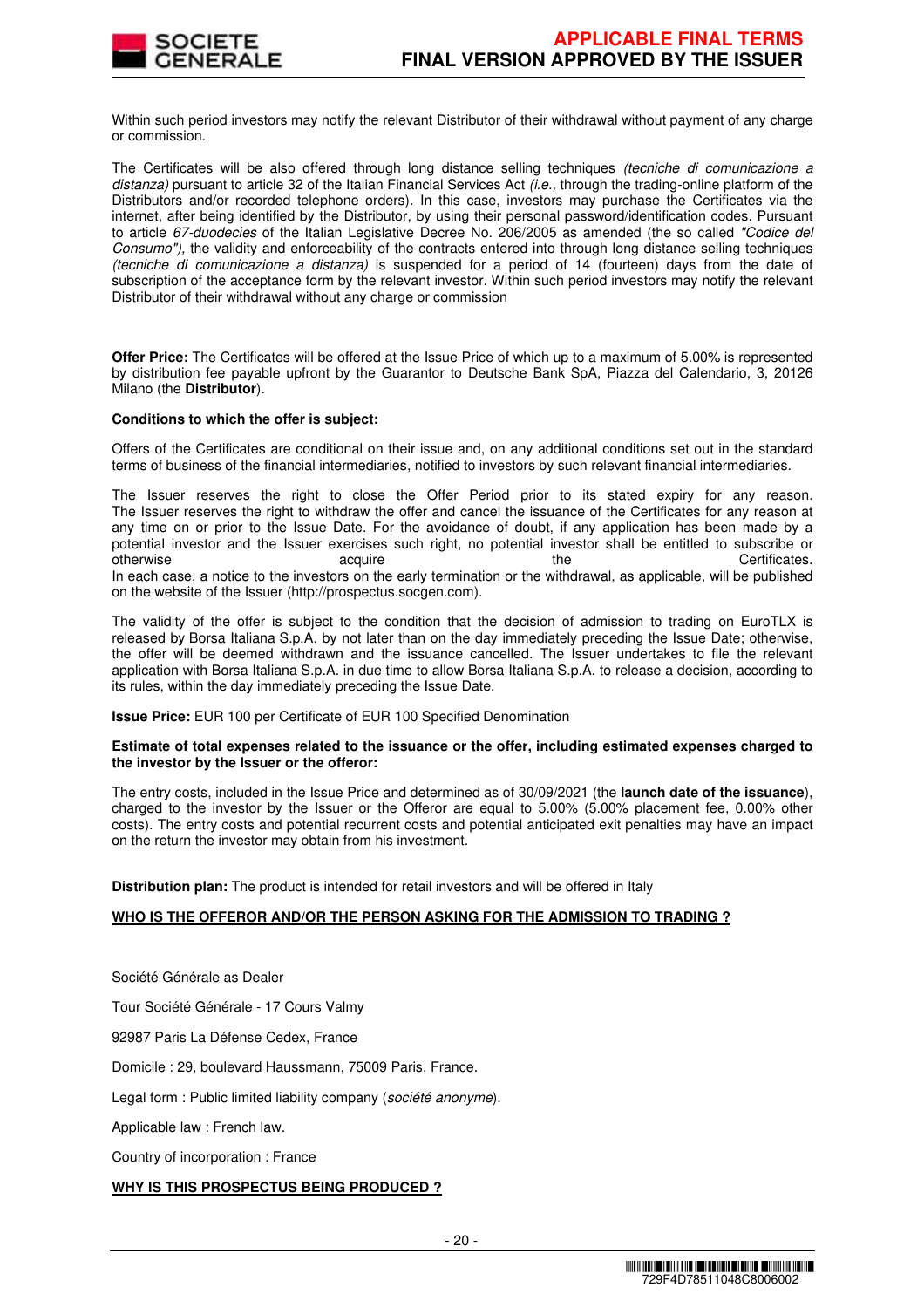Within such period investors may notify the relevant Distributor of their withdrawal without payment of any charge or commission.

The Certificates will be also offered through long distance selling techniques *(tecniche di comunicazione a distanza)* pursuant to article 32 of the Italian Financial Services Act *(i.e.,* through the trading-online platform of the Distributors and/or recorded telephone orders). In this case, investors may purchase the Certificates via the internet, after being identified by the Distributor, by using their personal password/identification codes. Pursuant to article *67-duodecies* of the Italian Legislative Decree No. 206/2005 as amended (the so called *"Codice del Consumo"),* the validity and enforceability of the contracts entered into through long distance selling techniques *(tecniche di comunicazione a distanza)* is suspended for a period of 14 (fourteen) days from the date of subscription of the acceptance form by the relevant investor. Within such period investors may notify the relevant Distributor of their withdrawal without any charge or commission

**Offer Price:** The Certificates will be offered at the Issue Price of which up to a maximum of 5.00% is represented by distribution fee payable upfront by the Guarantor to Deutsche Bank SpA, Piazza del Calendario, 3, 20126 Milano (the **Distributor**).

**Conditions to which the offer is subject:**

Offers of the Certificates are conditional on their issue and, on any additional conditions set out in the standard terms of business of the financial intermediaries, notified to investors by such relevant financial intermediaries.

The Issuer reserves the right to close the Offer Period prior to its stated expiry for any reason. The Issuer reserves the right to withdraw the offer and cancel the issuance of the Certificates for any reason at any time on or prior to the Issue Date. For the avoidance of doubt, if any application has been made by a potential investor and the Issuer exercises such right, no potential investor shall be entitled to subscribe or otherwise acquire the Certificates. In each case, a notice to the investors on the early termination or the withdrawal, as applicable, will be published on the website of the Issuer (http://prospectus.socgen.com).

The validity of the offer is subject to the condition that the decision of admission to trading on EuroTLX is released by Borsa Italiana S.p.A. by not later than on the day immediately preceding the Issue Date; otherwise, the offer will be deemed withdrawn and the issuance cancelled. The Issuer undertakes to file the relevant application with Borsa Italiana S.p.A. in due time to allow Borsa Italiana S.p.A. to release a decision, according to its rules, within the day immediately preceding the Issue Date.

**Issue Price:** EUR 100 per Certificate of EUR 100 Specified Denomination

**Estimate of total expenses related to the issuance or the offer, including estimated expenses charged to the investor by the Issuer or the offeror:**

The entry costs, included in the Issue Price and determined as of 30/09/2021 (the **launch date of the issuance**), charged to the investor by the Issuer or the Offeror are equal to 5.00% (5.00% placement fee, 0.00% other costs). The entry costs and potential recurrent costs and potential anticipated exit penalties may have an impact on the return the investor may obtain from his investment.

**Distribution plan:** The product is intended for retail investors and will be offered in Italy

**WHO IS THE OFFEROR AND/OR THE PERSON ASKING FOR THE ADMISSION TO TRADING ?**

Société Générale as Dealer

Tour Société Générale - 17 Cours Valmy

92987 Paris La Défense Cedex, France

Domicile : 29, boulevard Haussmann, 75009 Paris, France.

Legal form : Public limited liability company (*société anonyme*).

Applicable law : French law.

Country of incorporation : France

**WHY IS THIS PROSPECTUS BEING PRODUCED ?**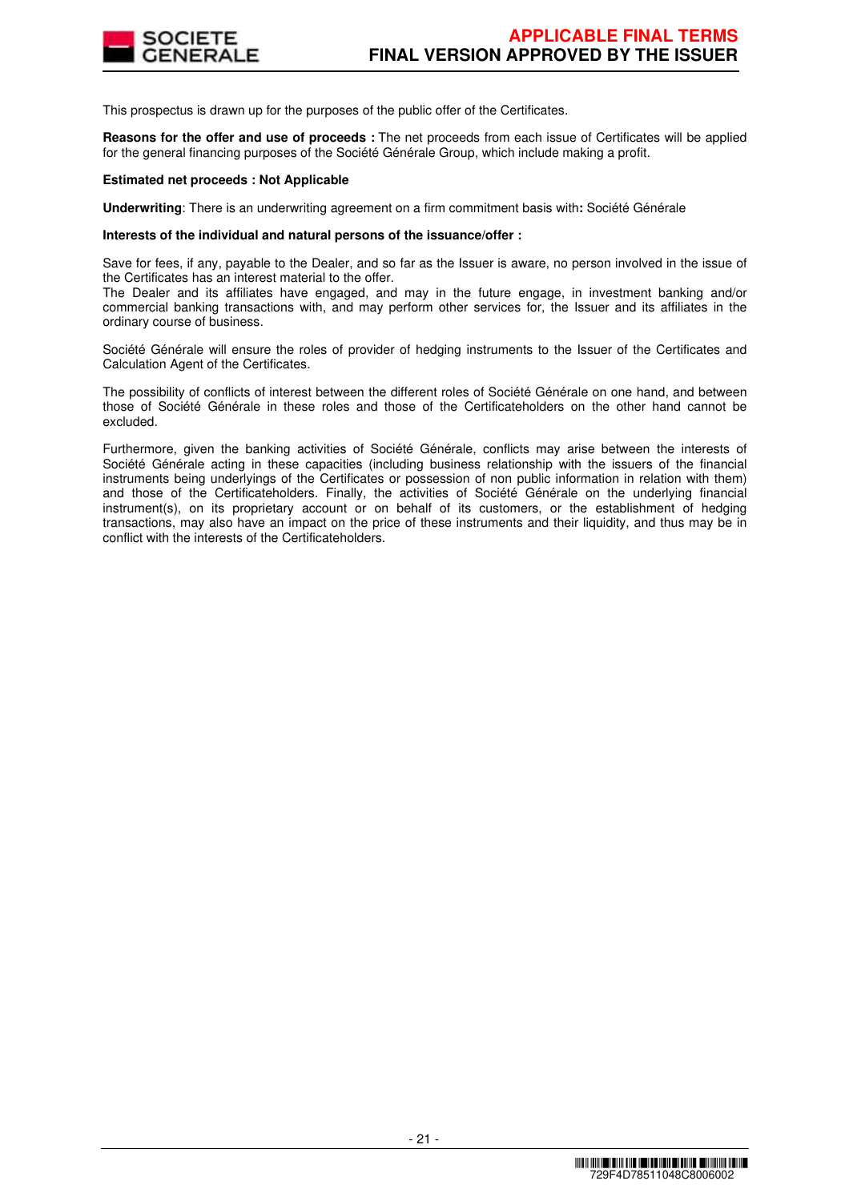This prospectus is drawn up for the purposes of the public offer of the Certificates.

**Reasons for the offer and use of proceeds :** The net proceeds from each issue of Certificates will be applied for the general financing purposes of the Société Générale Group, which include making a profit.

**Estimated net proceeds : Not Applicable**

**Underwriting**: There is an underwriting agreement on a firm commitment basis with**:** Société Générale

**Interests of the individual and natural persons of the issuance/offer :**

Save for fees, if any, payable to the Dealer, and so far as the Issuer is aware, no person involved in the issue of the Certificates has an interest material to the offer.
The Dealer and its affiliates have engaged, and may in the future engage, in investment banking and/or commercial banking transactions with, and may perform other services for, the Issuer and its affiliates in the ordinary course of business.

Société Générale will ensure the roles of provider of hedging instruments to the Issuer of the Certificates and Calculation Agent of the Certificates.

The possibility of conflicts of interest between the different roles of Société Générale on one hand, and between those of Société Générale in these roles and those of the Certificateholders on the other hand cannot be excluded.

Furthermore, given the banking activities of Société Générale, conflicts may arise between the interests of Société Générale acting in these capacities (including business relationship with the issuers of the financial instruments being underlyings of the Certificates or possession of non public information in relation with them) and those of the Certificateholders. Finally, the activities of Société Générale on the underlying financial instrument(s), on its proprietary account or on behalf of its customers, or the establishment of hedging transactions, may also have an impact on the price of these instruments and their liquidity, and thus may be in conflict with the interests of the Certificateholders.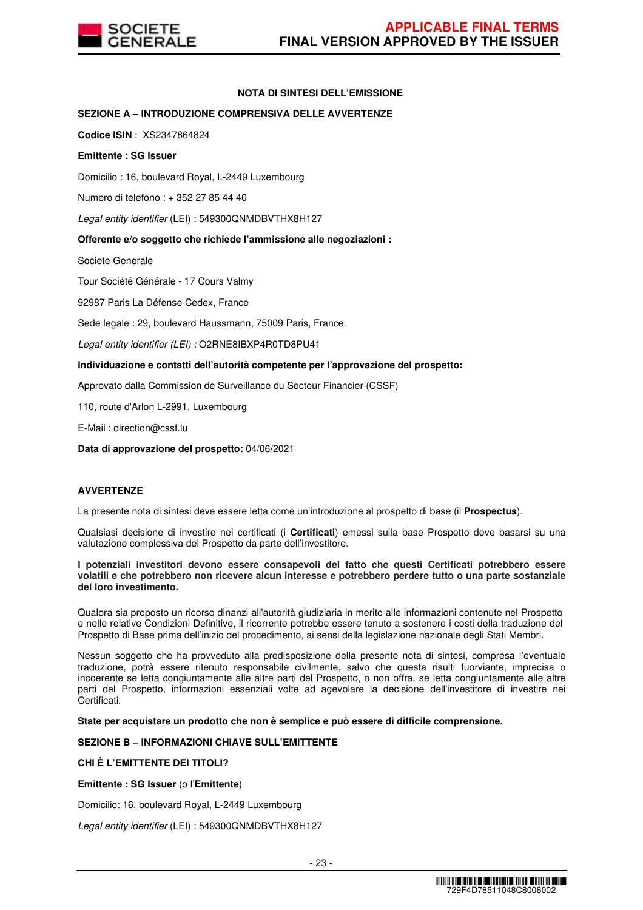**NOTA DI SINTESI DELL'EMISSIONE**

**SEZIONE A – INTRODUZIONE COMPRENSIVA DELLE AVVERTENZE**

**Codice ISIN** : XS2347864824

**Emittente : SG Issuer**

Domicilio : 16, boulevard Royal, L-2449 Luxembourg

Numero di telefono : + 352 27 85 44 40

*Legal entity identifier* (LEI) : 549300QNMDBVTHX8H127

**Offerente e/o soggetto che richiede l'ammissione alle negoziazioni :**

Societe Generale

Tour Société Générale - 17 Cours Valmy

92987 Paris La Défense Cedex, France

Sede legale : 29, boulevard Haussmann, 75009 Paris, France.

*Legal entity identifier (LEI) :* O2RNE8IBXP4R0TD8PU41

**Individuazione e contatti dell'autorità competente per l'approvazione del prospetto:**

Approvato dalla Commission de Surveillance du Secteur Financier (CSSF)

110, route d'Arlon L-2991, Luxembourg

E-Mail : direction@cssf.lu

**Data di approvazione del prospetto:** 04/06/2021

**AVVERTENZE**

La presente nota di sintesi deve essere letta come un'introduzione al prospetto di base (il **Prospectus**).

Qualsiasi decisione di investire nei certificati (i **Certificati**) emessi sulla base Prospetto deve basarsi su una valutazione complessiva del Prospetto da parte dell'investitore.

**I potenziali investitori devono essere consapevoli del fatto che questi Certificati potrebbero essere volatili e che potrebbero non ricevere alcun interesse e potrebbero perdere tutto o una parte sostanziale del loro investimento.**

Qualora sia proposto un ricorso dinanzi all'autorità giudiziaria in merito alle informazioni contenute nel Prospetto e nelle relative Condizioni Definitive, il ricorrente potrebbe essere tenuto a sostenere i costi della traduzione del Prospetto di Base prima dell'inizio del procedimento, ai sensi della legislazione nazionale degli Stati Membri.

Nessun soggetto che ha provveduto alla predisposizione della presente nota di sintesi, compresa l'eventuale traduzione, potrà essere ritenuto responsabile civilmente, salvo che questa risulti fuorviante, imprecisa o incoerente se letta congiuntamente alle altre parti del Prospetto, o non offra, se letta congiuntamente alle altre parti del Prospetto, informazioni essenziali volte ad agevolare la decisione dell'investitore di investire nei Certificati.

**State per acquistare un prodotto che non è semplice e può essere di difficile comprensione.**

**SEZIONE B – INFORMAZIONI CHIAVE SULL'EMITTENTE**

**CHI È L'EMITTENTE DEI TITOLI?**

**Emittente : SG Issuer** (o l'**Emittente**)

Domicilio: 16, boulevard Royal, L-2449 Luxembourg

*Legal entity identifier* (LEI) : 549300QNMDBVTHX8H127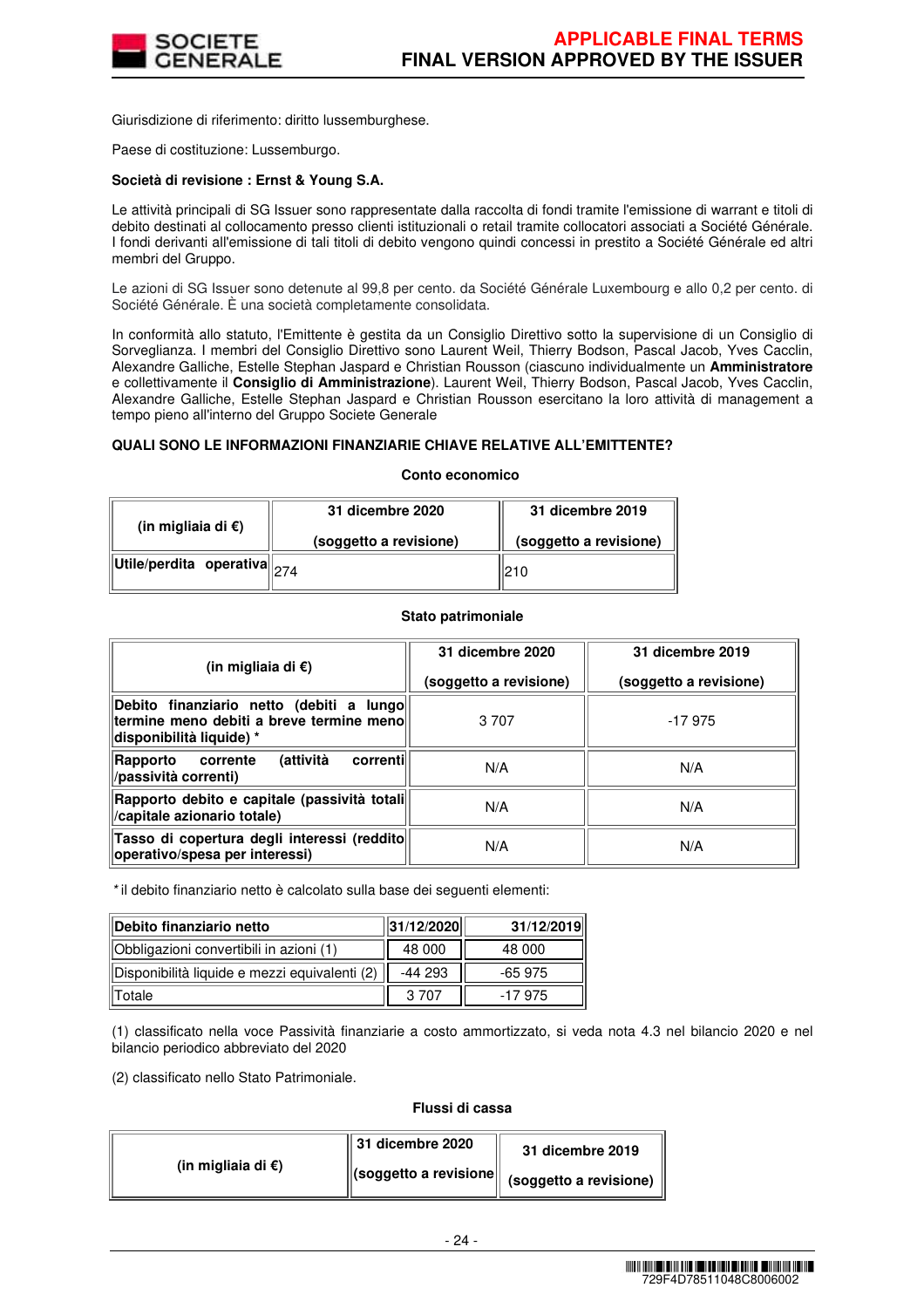Giurisdizione di riferimento: diritto lussemburghese.

Paese di costituzione: Lussemburgo.

**Società di revisione : Ernst & Young S.A.**

Le attività principali di SG Issuer sono rappresentate dalla raccolta di fondi tramite l'emissione di warrant e titoli di debito destinati al collocamento presso clienti istituzionali o retail tramite collocatori associati a Société Générale. I fondi derivanti all'emissione di tali titoli di debito vengono quindi concessi in prestito a Société Générale ed altri membri del Gruppo.

Le azioni di SG Issuer sono detenute al 99,8 per cento. da Société Générale Luxembourg e allo 0,2 per cento. di Société Générale. È una società completamente consolidata.

In conformità allo statuto, l'Emittente è gestita da un Consiglio Direttivo sotto la supervisione de un Consiglio di Sorveglianza. I membri del Consiglio Direttivo sono Laurent Weil, Thierry Bodson, Pascal Jacob, Yves Cacclin, Alexandre Galliche, Estelle Stephan Jaspard e Christian Rousson (ciascuno individualmente un **Amministratore** e collettivamente il **Consiglio di Amministrazione**). Laurent Weil, Thierry Bodson, Pascal Jacob, Yves Cacclin, Alexandre Galliche, Estelle Stephan Jaspard e Christian Rousson esercitano la loro attività di management a tempo pieno all'interno del Gruppo Societe Generale

**QUALI SONO LE INFORMAZIONI FINANZIARIE CHIAVE RELATIVE ALL'EMITTENTE?**

**Conto economico**

| (in migliaia di €) | 31 dicembre 2020 (soggetto a revisione) | 31 dicembre 2019 (soggetto a revisione) |
|---|---|---|
| Utile/perdita operativa | 274 | 210 |

**Stato patrimoniale**

| (in migliaia di €) | 31 dicembre 2020 (soggetto a revisione) | 31 dicembre 2019 (soggetto a revisione) |
|---|---|---|
| Debito finanziario netto (debiti a lungo termine meno debiti a breve termine meno disponibilità liquide) * | 3 707 | -17 975 |
| Rapporto corrente (attività correnti /passività correnti) | N/A | N/A |
| Rapporto debito e capitale (passività totali /capitale azionario totale) | N/A | N/A |
| Tasso di copertura degli interessi (reddito operativo/spesa per interessi) | N/A | N/A |

*il debito finanziario netto è calcolato sulla base dei seguenti elementi:

| Debito finanziario netto | 31/12/2020 | 31/12/2019 |
|---|---|---|
| Obbligazioni convertibili in azioni (1) | 48 000 | 48 000 |
| Disponibilità liquide e mezzi equivalenti (2) | -44 293 | -65 975 |
| Totale | 3 707 | -17 975 |

(1) classificato nella voce Passività finanziarie a costo ammortizzato, si veda nota 4.3 nel bilancio 2020 e nel bilancio periodico abbreviato del 2020

(2) classificato nello Stato Patrimoniale.

**Flussi di cassa**

| (in migliaia di €) | 31 dicembre 2020 (soggetto a revisione | 31 dicembre 2019 (soggetto a revisione) |
|---|---|---|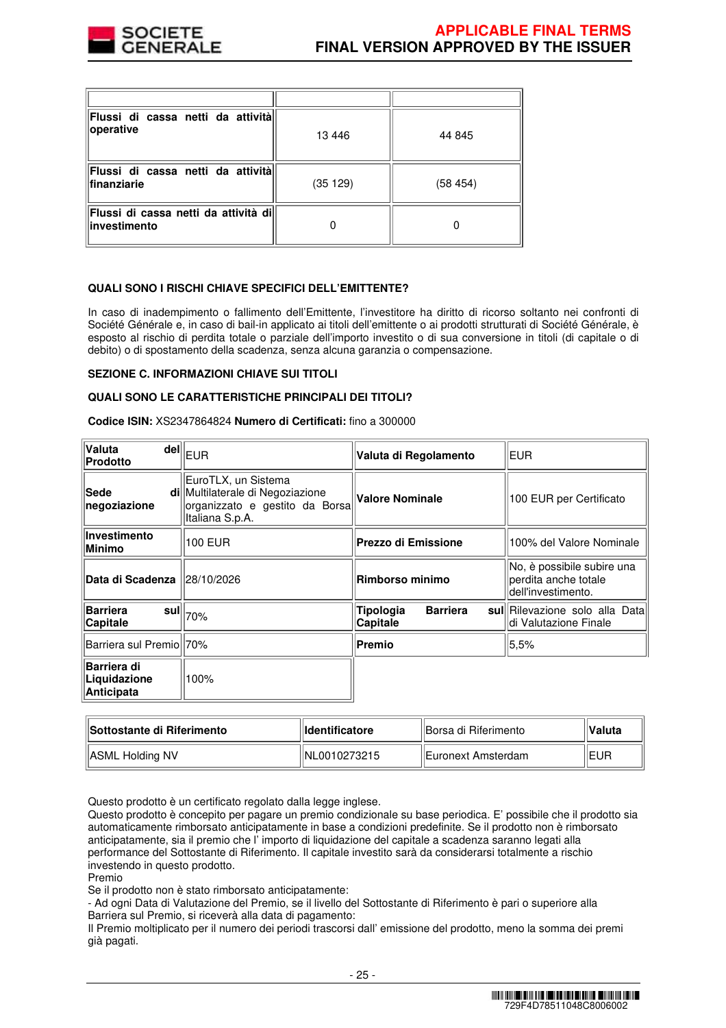| | | |
|---|---|---|
| **Flussi di cassa netti da attività operative** | 13 446 | 44 845 |
| **Flussi di cassa netti da attività finanziarie** | (35 129) | (58 454) |
| **Flussi di cassa netti da attività di investimento** | 0 | 0 |

**QUALI SONO I RISCHI CHIAVE SPECIFICI DELL'EMITTENTE?**

In caso di inadempimento o fallimento dell'Emittente, l'investitore ha diritto di ricorso soltanto nei confronti di Société Générale e, in caso di bail-in applicato ai titoli dell'emittente o ai prodotti strutturati di Société Générale, è esposto al rischio di perdita totale o parziale dell'importo investito o di sua conversione in titoli (di capitale o di debito) o di spostamento della scadenza, senza alcuna garanzia o compensazione.

**SEZIONE C. INFORMAZIONI CHIAVE SUI TITOLI**

**QUALI SONO LE CARATTERISTICHE PRINCIPALI DEI TITOLI?**

**Codice ISIN:** XS2347864824 **Numero di Certificati:** fino a 300000

| | | | |
|---|---|---|---|
| **Valuta del Prodotto** | EUR | **Valuta di Regolamento** | EUR |
| **Sede di negoziazione** | EuroTLX, un Sistema Multilaterale di Negoziazione organizzato e gestito da Borsa Italiana S.p.A. | **Valore Nominale** | 100 EUR per Certificato |
| **Investimento Minimo** | 100 EUR | **Prezzo di Emissione** | 100% del Valore Nominale |
| **Data di Scadenza** | 28/10/2026 | **Rimborso minimo** | No, è possibile subire una perdita anche totale dell'investimento. |
| **Barriera sul Capitale** | 70% | **Tipologia Barriera sul Capitale** | Rilevazione solo alla Data di Valutazione Finale |
| Barriera sul Premio | 70% | **Premio** | 5,5% |
| **Barriera di Liquidazione Anticipata** | 100% | | |

| **Sottostante di Riferimento** | **Identificatore** | Borsa di Riferimento | **Valuta** |
|---|---|---|---|
| ASML Holding NV | NL0010273215 | Euronext Amsterdam | EUR |

Questo prodotto è un certificato regolato dalla legge inglese.
Questo prodotto è concepito per pagare un premio condizionale su base periodica. E' possibile che il prodotto sia automaticamente rimborsato anticipatamente in base a condizioni predefinite. Se il prodotto non è rimborsato anticipatamente, sia il premio che l' importo di liquidazione del capitale a scadenza saranno legati alla performance del Sottostante di Riferimento. Il capitale investito sarà da considerarsi totalmente a rischio investendo in questo prodotto.
Premio
Se il prodotto non è stato rimborsato anticipatamente:
- Ad ogni Data di Valutazione del Premio, se il livello del Sottostante di Riferimento è pari o superiore alla Barriera sul Premio, si riceverà alla data di pagamento:
Il Premio moltiplicato per il numero dei periodi trascorsi dall' emissione del prodotto, meno la somma dei premi già pagati.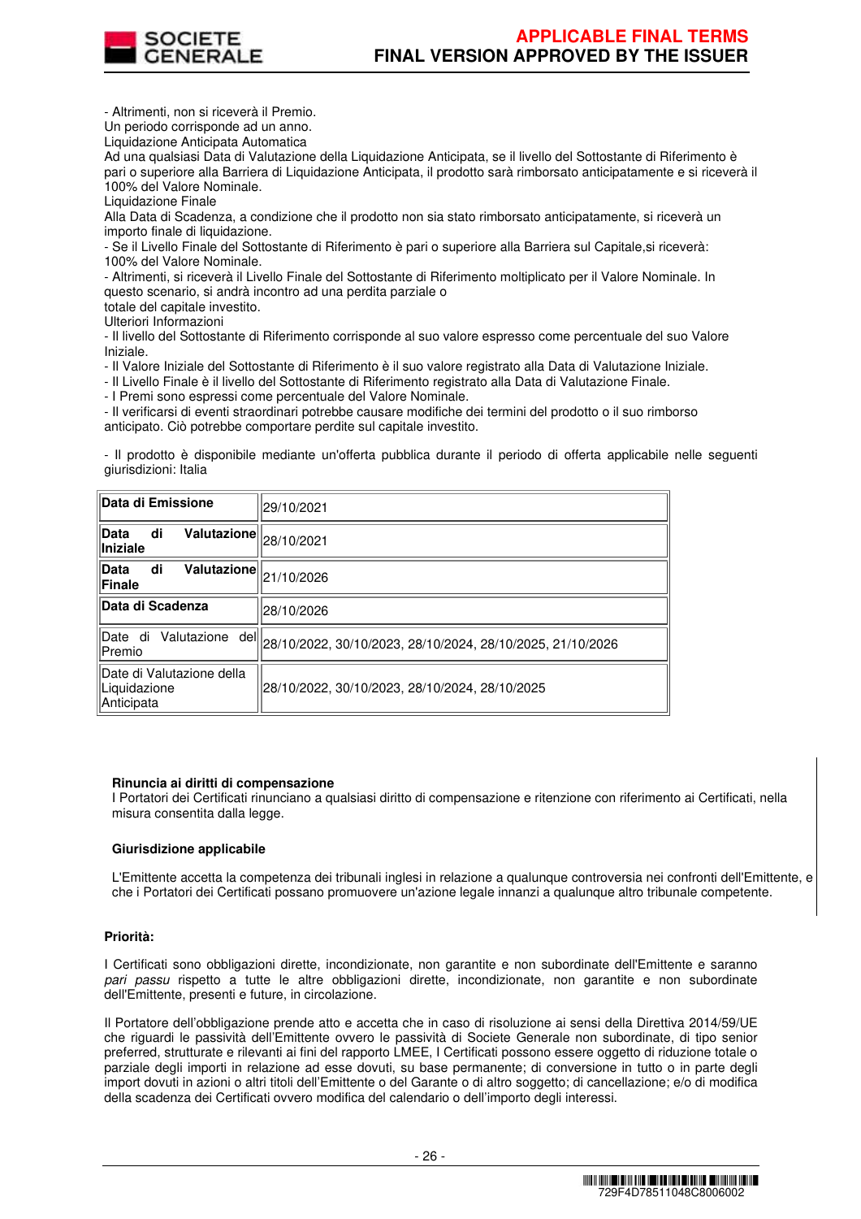- Altrimenti, non si riceverà il Premio.
Un periodo corrisponde ad un anno.
Liquidazione Anticipata Automatica
Ad una qualsiasi Data di Valutazione della Liquidazione Anticipata, se il livello del Sottostante di Riferimento è pari o superiore alla Barriera di Liquidazione Anticipata, il prodotto sarà rimborsato anticipatamente e si riceverà il 100% del Valore Nominale.
Liquidazione Finale
Alla Data di Scadenza, a condizione che il prodotto non sia stato rimborsato anticipatamente, si riceverà un importo finale di liquidazione.
- Se il Livello Finale del Sottostante di Riferimento è pari o superiore alla Barriera sul Capitale,si riceverà: 100% del Valore Nominale.
- Altrimenti, si riceverà il Livello Finale del Sottostante di Riferimento moltiplicato per il Valore Nominale. In questo scenario, si andrà incontro ad una perdita parziale o
totale del capitale investito.
Ulteriori Informazioni
- Il livello del Sottostante di Riferimento corrisponde al suo valore espresso come percentuale del suo Valore Iniziale.
- Il Valore Iniziale del Sottostante di Riferimento è il suo valore registrato alla Data di Valutazione Iniziale.
- Il Livello Finale è il livello del Sottostante di Riferimento registrato alla Data di Valutazione Finale.
- I Premi sono espressi come percentuale del Valore Nominale.
- Il verificarsi di eventi straordinari potrebbe causare modifiche dei termini del prodotto o il suo rimborso anticipato. Ciò potrebbe comportare perdite sul capitale investito.

- Il prodotto è disponibile mediante un'offerta pubblica durante il periodo di offerta applicabile nelle seguenti giurisdizioni: Italia

| | |
|---|---|
| **Data di Emissione** | 29/10/2021 |
| **Data di Valutazione Iniziale** | 28/10/2021 |
| **Data di Valutazione Finale** | 21/10/2026 |
| **Data di Scadenza** | 28/10/2026 |
| Date di Valutazione del Premio | 28/10/2022, 30/10/2023, 28/10/2024, 28/10/2025, 21/10/2026 |
| Date di Valutazione della Liquidazione Anticipata | 28/10/2022, 30/10/2023, 28/10/2024, 28/10/2025 |

**Rinuncia ai diritti di compensazione**
I Portatori dei Certificati rinunciano a qualsiasi diritto di compensazione e ritenzione con riferimento ai Certificati, nella misura consentita dalla legge.

**Giurisdizione applicabile**

L'Emittente accetta la competenza dei tribunali inglesi in relazione a qualunque controversia nei confronti dell'Emittente, e che i Portatori dei Certificati possano promuovere un'azione legale innanzi a qualunque altro tribunale competente.

**Priorità:**

I Certificati sono obbligazioni dirette, incondizionate, non garantite e non subordinate dell'Emittente e saranno *pari passu* rispetto a tutte le altre obbligazioni dirette, incondizionate, non garantite e non subordinate dell'Emittente, presenti e future, in circolazione.

Il Portatore dell'obbligazione prende atto e accetta che in caso di risoluzione ai sensi della Direttiva 2014/59/UE che riguardi le passività dell'Emittente ovvero le passività di Societe Generale non subordinate, di tipo senior preferred, strutturate e rilevanti ai fini del rapporto LMEE, I Certificati possono essere oggetto di riduzione totale o parziale degli importi in relazione ad esse dovuti, su base permanente; di conversione in tutto o in parte degli import dovuti in azioni o altri titoli dell'Emittente o del Garante o di altro soggetto; di cancellazione; e/o di modifica della scadenza dei Certificati ovvero modifica del calendario o dell'importo degli interessi.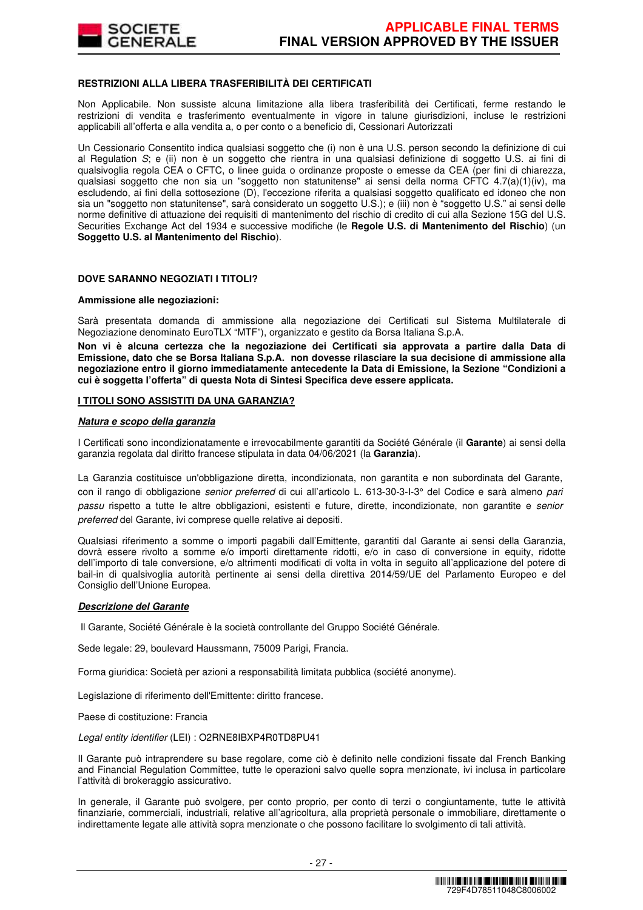**RESTRIZIONI ALLA LIBERA TRASFERIBILITÀ DEI CERTIFICATI**

Non Applicabile. Non sussiste alcuna limitazione alla libera trasferibilità dei Certificati, ferme restando le restrizioni di vendita e trasferimento eventualmente in vigore in talune giurisdizioni, incluse le restrizioni applicabili all'offerta e alla vendita a, o per conto o a beneficio di, Cessionari Autorizzati

Un Cessionario Consentito indica qualsiasi soggetto che (i) non è una U.S. person secondo la definizione di cui al Regulation *S*; e (ii) non è un soggetto che rientra in una qualsiasi definizione di soggetto U.S. ai fini di qualsivoglia regola CEA o CFTC, o linee guida o ordinanze proposte o emesse da CEA (per fini di chiarezza, qualsiasi soggetto che non sia un "soggetto non statunitense" ai sensi della norma CFTC 4.7(a)(1)(iv), ma escludendo, ai fini della sottosezione (D), l'eccezione riferita a qualsiasi soggetto qualificato ed idoneo che non sia un "soggetto non statunitense", sarà considerato un soggetto U.S.); e (iii) non è "soggetto U.S." ai sensi delle norme definitive di attuazione dei requisiti di mantenimento del rischio di credito di cui alla Sezione 15G del U.S. Securities Exchange Act del 1934 e successive modifiche (le **Regole U.S. di Mantenimento del Rischio**) (un **Soggetto U.S. al Mantenimento del Rischio**).

**DOVE SARANNO NEGOZIATI I TITOLI?**

**Ammissione alle negoziazioni:**

Sarà presentata domanda di ammissione alla negoziazione dei Certificati sul Sistema Multilaterale di Negoziazione denominato EuroTLX "MTF"), organizzato e gestito da Borsa Italiana S.p.A.

**Non vi è alcuna certezza che la negoziazione dei Certificati sia approvata a partire dalla Data di Emissione, dato che se Borsa Italiana S.p.A. non dovesse rilasciare la sua decisione di ammissione alla negoziazione entro il giorno immediatamente antecedente la Data di Emissione, la Sezione "Condizioni a cui è soggetta l'offerta" di questa Nota di Sintesi Specifica deve essere applicata.**

**I TITOLI SONO ASSISTITI DA UNA GARANZIA?**

***Natura e scopo della garanzia***

I Certificati sono incondizionatamente e irrevocabilmente garantiti da Société Générale (il **Garante**) ai sensi della garanzia regolata dal diritto francese stipulata in data 04/06/2021 (la **Garanzia**).

La Garanzia costituisce un'obbligazione diretta, incondizionata, non garantita e non subordinata del Garante, con il rango di obbligazione *senior preferred* di cui all'articolo L. 613-30-3-I-3° del Codice e sarà almeno *pari passu* rispetto a tutte le altre obbligazioni, esistenti e future, dirette, incondizionate, non garantite e *senior preferred* del Garante, ivi comprese quelle relative ai depositi.

Qualsiasi riferimento a somme o importi pagabili dall'Emittente, garantiti dal Garante ai sensi della Garanzia, dovrà essere rivolto a somme e/o importi direttamente ridotti, e/o in caso di conversione in equity, ridotte dell'importo di tale conversione, e/o altrimenti modificati di volta in volta in seguito all'applicazione del potere di bail-in di qualsivoglia autorità pertinente ai sensi della direttiva 2014/59/UE del Parlamento Europeo e del Consiglio dell'Unione Europea.

***Descrizione del Garante***

Il Garante, Société Générale è la società controllante del Gruppo Société Générale.

Sede legale: 29, boulevard Haussmann, 75009 Parigi, Francia.

Forma giuridica: Società per azioni a responsabilità limitata pubblica (société anonyme).

Legislazione di riferimento dell'Emittente: diritto francese.

Paese di costituzione: Francia

*Legal entity identifier* (LEI) : O2RNE8IBXP4R0TD8PU41

Il Garante può intraprendere su base regolare, come ciò è definito nelle condizioni fissate dal French Banking and Financial Regulation Committee, tutte le operazioni salvo quelle sopra menzionate, ivi inclusa in particolare l'attività di brokeraggio assicurativo.

In generale, il Garante può svolgere, per conto proprio, per conto di terzi o congiuntamente, tutte le attività finanziarie, commerciali, industriali, relative all'agricoltura, alla proprietà personale o immobiliare, direttamente o indirettamente legate alle attività sopra menzionate o che possono facilitare lo svolgimento di tali attività.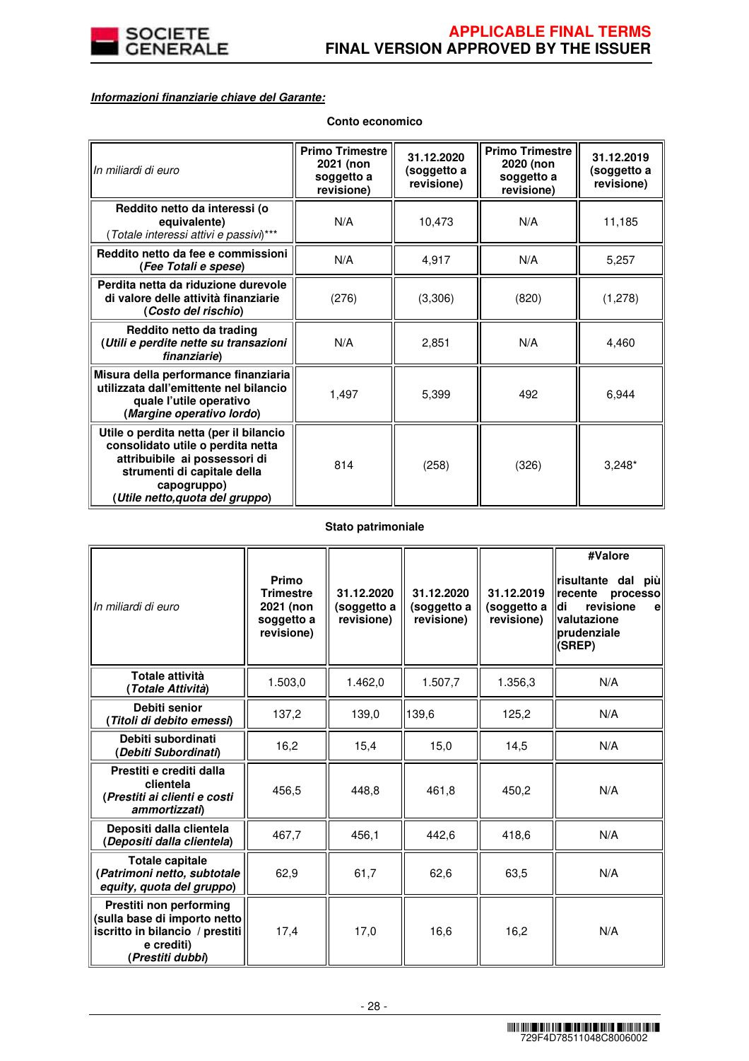***Informazioni finanziarie chiave del Garante:***

**Conto economico**

| *In miliardi di euro* | **Primo Trimestre 2021 (non soggetto a revisione)** | **31.12.2020 (soggetto a revisione)** | **Primo Trimestre 2020 (non soggetto a revisione)** | **31.12.2019 (soggetto a revisione)** |
|---|---|---|---|---|
| **Reddito netto da interessi (o equivalente)** (*Totale interessi attivi e passivi*)*** | N/A | 10,473 | N/A | 11,185 |
| **Reddito netto da fee e commissioni** (***Fee Totali e spese***) | N/A | 4,917 | N/A | 5,257 |
| **Perdita netta da riduzione durevole di valore delle attività finanziarie** (***Costo del rischio***) | (276) | (3,306) | (820) | (1,278) |
| **Reddito netto da trading** (***Utili e perdite nette su transazioni finanziarie***) | N/A | 2,851 | N/A | 4,460 |
| **Misura della performance finanziaria utilizzata dall'emittente nel bilancio quale l'utile operativo** (***Margine operativo lordo***) | 1,497 | 5,399 | 492 | 6,944 |
| **Utile o perdita netta (per il bilancio consolidato utile o perdita netta attribuibile ai possessori di strumenti di capitale della capogruppo)** (***Utile netto,quota del gruppo***) | 814 | (258) | (326) | 3,248* |

**Stato patrimoniale**

| *In miliardi di euro* | **Primo Trimestre 2021 (non soggetto a revisione)** | **31.12.2020 (soggetto a revisione)** | **31.12.2020 (soggetto a revisione)** | **31.12.2019 (soggetto a revisione)** | **#Valore risultante dal più recente processo di revisione e valutazione prudenziale (SREP)** |
|---|---|---|---|---|---|
| **Totale attività** (***Totale Attività***) | 1.503,0 | 1.462,0 | 1.507,7 | 1.356,3 | N/A |
| **Debiti senior** (***Titoli di debito emessi***) | 137,2 | 139,0 | 139,6 | 125,2 | N/A |
| **Debiti subordinati** (***Debiti Subordinati***) | 16,2 | 15,4 | 15,0 | 14,5 | N/A |
| **Prestiti e crediti dalla clientela** (***Prestiti ai clienti e costi ammortizzati***) | 456,5 | 448,8 | 461,8 | 450,2 | N/A |
| **Depositi dalla clientela** (***Depositi dalla clientela***) | 467,7 | 456,1 | 442,6 | 418,6 | N/A |
| **Totale capitale** (***Patrimoni netto, subtotale equity, quota del gruppo***) | 62,9 | 61,7 | 62,6 | 63,5 | N/A |
| **Prestiti non performing (sulla base di importo netto iscritto in bilancio / prestiti e crediti)** (***Prestiti dubbi***) | 17,4 | 17,0 | 16,6 | 16,2 | N/A |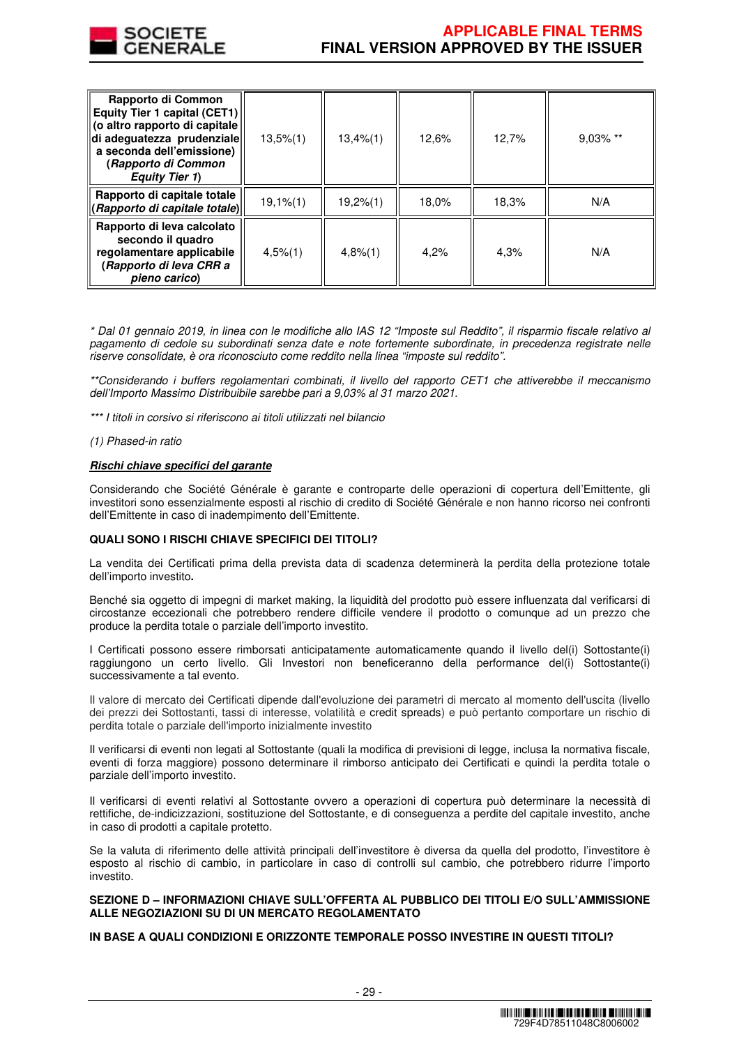| **Rapporto di Common Equity Tier 1 capital (CET1) (o altro rapporto di capitale di adeguatezza prudenziale a seconda dell'emissione) (*Rapporto di Common Equity Tier 1*)** | 13,5%(1) | 13,4%(1) | 12,6% | 12,7% | 9,03% ** |
|---|---|---|---|---|---|
| **Rapporto di capitale totale (*Rapporto di capitale totale*)** | 19,1%(1) | 19,2%(1) | 18,0% | 18,3% | N/A |
| **Rapporto di leva calcolato secondo il quadro regolamentare applicabile (*Rapporto di leva CRR a pieno carico*)** | 4,5%(1) | 4,8%(1) | 4,2% | 4,3% | N/A |

*\* Dal 01 gennaio 2019, in linea con le modifiche allo IAS 12 "Imposte sul Reddito", il risparmio fiscale relativo al pagamento di cedole su subordinati senza date e note fortemente subordinate, in precedenza registrate nelle riserve consolidate, è ora riconosciuto come reddito nella linea "imposte sul reddito".*

*\*\*Considerando i buffers regolamentari combinati, il livello del rapporto CET1 che attiverebbe il meccanismo dell'Importo Massimo Distribuibile sarebbe pari a 9,03% al 31 marzo 2021.*

*\*\*\* I titoli in corsivo si riferiscono ai titoli utilizzati nel bilancio*

*(1) Phased-in ratio*

***Rischi chiave specifici del garante***

Considerando che Société Générale è garante e controparte delle operazioni di copertura dell'Emittente, gli investitori sono essenzialmente esposti al rischio di credito di Société Générale e non hanno ricorso nei confronti dell'Emittente in caso di inadempimento dell'Emittente.

**QUALI SONO I RISCHI CHIAVE SPECIFICI DEI TITOLI?**

La vendita dei Certificati prima della prevista data di scadenza determinerà la perdita della protezione totale dell'importo investito**.**

Benché sia oggetto di impegni di market making, la liquidità del prodotto può essere influenzata dal verificarsi di circostanze eccezionali che potrebbero rendere difficile vendere il prodotto o comunque ad un prezzo che produce la perdita totale o parziale dell'importo investito.

I Certificati possono essere rimborsati anticipatamente automaticamente quando il livello del(i) Sottostante(i) raggiungono un certo livello. Gli Investori non beneficeranno della performance del(i) Sottostante(i) successivamente a tal evento.

Il valore di mercato dei Certificati dipende dall'evoluzione dei parametri di mercato al momento dell'uscita (livello dei prezzi dei Sottostanti, tassi di interesse, volatilità e credit spreads) e può pertanto comportare un rischio di perdita totale o parziale dell'importo inizialmente investito

Il verificarsi di eventi non legati al Sottostante (quali la modifica di previsioni di legge, inclusa la normativa fiscale, eventi di forza maggiore) possono determinare il rimborso anticipato dei Certificati e quindi la perdita totale o parziale dell'importo investito.

Il verificarsi di eventi relativi al Sottostante ovvero a operazioni di copertura può determinare la necessità di rettifiche, de-indicizzazioni, sostituzione del Sottostante, e di conseguenza a perdite del capitale investito, anche in caso di prodotti a capitale protetto.

Se la valuta di riferimento delle attività principali dell'investitore è diversa da quella del prodotto, l'investitore è esposto al rischio di cambio, in particolare in caso di controlli sul cambio, che potrebbero ridurre l'importo investito.

**SEZIONE D – INFORMAZIONI CHIAVE SULL'OFFERTA AL PUBBLICO DEI TITOLI E/O SULL'AMMISSIONE ALLE NEGOZIAZIONI SU DI UN MERCATO REGOLAMENTATO**

**IN BASE A QUALI CONDIZIONI E ORIZZONTE TEMPORALE POSSO INVESTIRE IN QUESTI TITOLI?**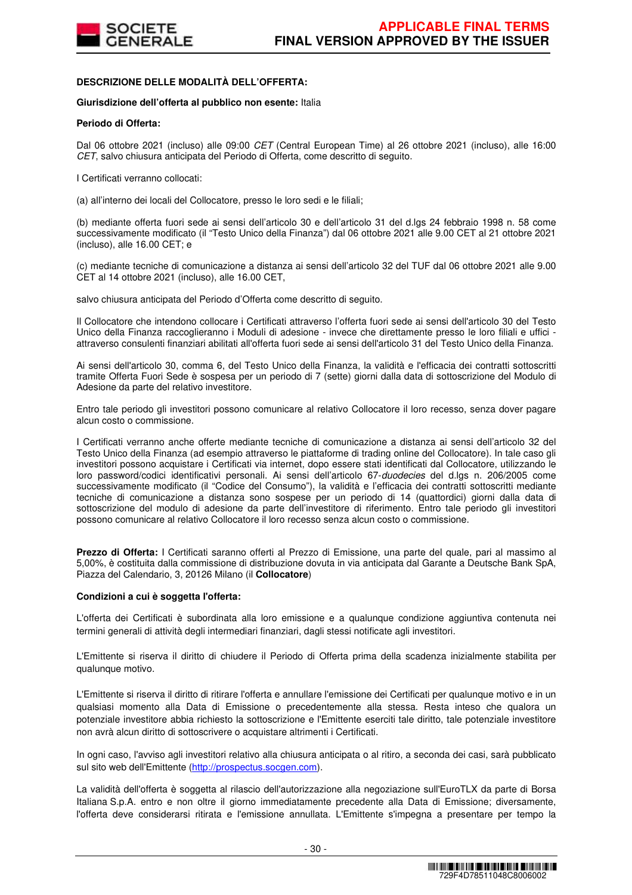**DESCRIZIONE DELLE MODALITÀ DELL'OFFERTA:**

**Giurisdizione dell'offerta al pubblico non esente:** Italia

**Periodo di Offerta:**

Dal 06 ottobre 2021 (incluso) alle 09:00 *CET* (Central European Time) al 26 ottobre 2021 (incluso), alle 16:00 *CET*, salvo chiusura anticipata del Periodo di Offerta, come descritto di seguito.

I Certificati verranno collocati:

(a) all'interno dei locali del Collocatore, presso le loro sedi e le filiali;

(b) mediante offerta fuori sede ai sensi dell'articolo 30 e dell'articolo 31 del d.lgs 24 febbraio 1998 n. 58 come successivamente modificato (il "Testo Unico della Finanza") dal 06 ottobre 2021 alle 9.00 CET al 21 ottobre 2021 (incluso), alle 16.00 CET; e

(c) mediante tecniche di comunicazione a distanza ai sensi dell'articolo 32 del TUF dal 06 ottobre 2021 alle 9.00 CET al 14 ottobre 2021 (incluso), alle 16.00 CET,

salvo chiusura anticipata del Periodo d'Offerta come descritto di seguito.

Il Collocatore che intendono collocare i Certificati attraverso l'offerta fuori sede ai sensi dell'articolo 30 del Testo Unico della Finanza raccoglieranno i Moduli di adesione - invece che direttamente presso le loro filiali e uffici - attraverso consulenti finanziari abilitati all'offerta fuori sede ai sensi dell'articolo 31 del Testo Unico della Finanza.

Ai sensi dell'articolo 30, comma 6, del Testo Unico della Finanza, la validità e l'efficacia dei contratti sottoscritti tramite Offerta Fuori Sede è sospesa per un periodo di 7 (sette) giorni dalla data di sottoscrizione del Modulo di Adesione da parte del relativo investitore.

Entro tale periodo gli investitori possono comunicare al relativo Collocatore il loro recesso, senza dover pagare alcun costo o commissione.

I Certificati verranno anche offerte mediante tecniche di comunicazione a distanza ai sensi dell'articolo 32 del Testo Unico della Finanza (ad esempio attraverso le piattaforme di trading online del Collocatore). In tale caso gli investitori possono acquistare i Certificati via internet, dopo essere stati identificati dal Collocatore, utilizzando le loro password/codici identificativi personali. Ai sensi dell'articolo 67-*duodecies* del d.lgs n. 206/2005 come successivamente modificato (il "Codice del Consumo"), la validità e l'efficacia dei contratti sottoscritti mediante tecniche di comunicazione a distanza sono sospese per un periodo di 14 (quattordici) giorni dalla data di sottoscrizione del modulo di adesione da parte dell'investitore di riferimento. Entro tale periodo gli investitori possono comunicare al relativo Collocatore il loro recesso senza alcun costo o commissione.

**Prezzo di Offerta:** I Certificati saranno offerti al Prezzo di Emissione, una parte del quale, pari al massimo al 5,00%, è costituita dalla commissione di distribuzione dovuta in via anticipata dal Garante a Deutsche Bank SpA, Piazza del Calendario, 3, 20126 Milano (il **Collocatore**)

**Condizioni a cui è soggetta l'offerta:**

L'offerta dei Certificati è subordinata alla loro emissione e a qualunque condizione aggiuntiva contenuta nei termini generali di attività degli intermediari finanziari, dagli stessi notificate agli investitori.

L'Emittente si riserva il diritto di chiudere il Periodo di Offerta prima della scadenza inizialmente stabilita per qualunque motivo.

L'Emittente si riserva il diritto di ritirare l'offerta e annullare l'emissione dei Certificati per qualunque motivo e in un qualsiasi momento alla Data di Emissione o precedentemente alla stessa. Resta inteso che qualora un potenziale investitore abbia richiesto la sottoscrizione e l'Emittente eserciti tale diritto, tale potenziale investitore non avrà alcun diritto di sottoscrivere o acquistare altrimenti i Certificati.

In ogni caso, l'avviso agli investitori relativo alla chiusura anticipata o al ritiro, a seconda dei casi, sarà pubblicato sul sito web dell'Emittente (http://prospectus.socgen.com).

La validità dell'offerta è soggetta al rilascio dell'autorizzazione alla negoziazione sull'EuroTLX da parte di Borsa Italiana S.p.A. entro e non oltre il giorno immediatamente precedente alla Data di Emissione; diversamente, l'offerta deve considerarsi ritirata e l'emissione annullata. L'Emittente s'impegna a presentare per tempo la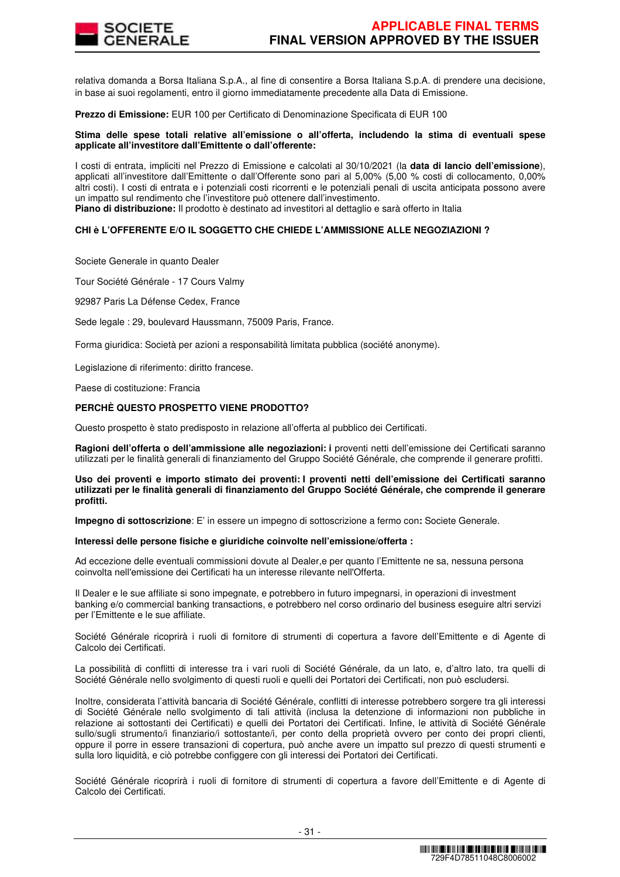relativa domanda a Borsa Italiana S.p.A., al fine di consentire a Borsa Italiana S.p.A. di prendere una decisione, in base ai suoi regolamenti, entro il giorno immediatamente precedente alla Data di Emissione.

**Prezzo di Emissione:** EUR 100 per Certificato di Denominazione Specificata di EUR 100

**Stima delle spese totali relative all'emissione o all'offerta, includendo la stima di eventuali spese applicate all'investitore dall'Emittente o dall'offerente:**

I costi di entrata, impliciti nel Prezzo di Emissione e calcolati al 30/10/2021 (la **data di lancio dell'emissione**), applicati all'investitore dall'Emittente o dall'Offerente sono pari al 5,00% (5,00 % costi di collocamento, 0,00% altri costi). I costi di entrata e i potenziali costi ricorrenti e le potenziali penali di uscita anticipata possono avere un impatto sul rendimento che l'investitore può ottenere dall'investimento.
**Piano di distribuzione:** Il prodotto è destinato ad investitori al dettaglio e sarà offerto in Italia

**CHI è L'OFFERENTE E/O IL SOGGETTO CHE CHIEDE L'AMMISSIONE ALLE NEGOZIAZIONI ?**

Societe Generale in quanto Dealer

Tour Société Générale - 17 Cours Valmy

92987 Paris La Défense Cedex, France

Sede legale : 29, boulevard Haussmann, 75009 Paris, France.

Forma giuridica: Società per azioni a responsabilità limitata pubblica (société anonyme).

Legislazione di riferimento: diritto francese.

Paese di costituzione: Francia

**PERCHÈ QUESTO PROSPETTO VIENE PRODOTTO?**

Questo prospetto è stato predisposto in relazione all'offerta al pubblico dei Certificati.

**Ragioni dell'offerta o dell'ammissione alle negoziazioni: i** proventi netti dell'emissione dei Certificati saranno utilizzati per le finalità generali di finanziamento del Gruppo Société Générale, che comprende il generare profitti.

**Uso dei proventi e importo stimato dei proventi: I proventi netti dell'emissione dei Certificati saranno utilizzati per le finalità generali di finanziamento del Gruppo Société Générale, che comprende il generare profitti.**

**Impegno di sottoscrizione**: E' in essere un impegno di sottoscrizione a fermo con**:** Societe Generale.

**Interessi delle persone fisiche e giuridiche coinvolte nell'emissione/offerta :**

Ad eccezione delle eventuali commissioni dovute al Dealer,e per quanto l'Emittente ne sa, nessuna persona coinvolta nell'emissione dei Certificati ha un interesse rilevante nell'Offerta.

Il Dealer e le sue affiliate si sono impegnate, e potrebbero in futuro impegnarsi, in operazioni di investment banking e/o commercial banking transactions, e potrebbero nel corso ordinario del business eseguire altri servizi per l'Emittente e le sue affiliate.

Société Générale ricoprirà i ruoli di fornitore di strumenti di copertura a favore dell'Emittente e di Agente di Calcolo dei Certificati.

La possibilità di conflitti di interesse tra i vari ruoli di Société Générale, da un lato, e, d'altro lato, tra quelli di Société Générale nello svolgimento di questi ruoli e quelli dei Portatori dei Certificati, non può escludersi.

Inoltre, considerata l'attività bancaria di Société Générale, conflitti di interesse potrebbero sorgere tra gli interessi di Société Générale nello svolgimento di tali attività (inclusa la detenzione di informazioni non pubbliche in relazione ai sottostanti dei Certificati) e quelli dei Portatori dei Certificati. Infine, le attività di Société Générale sullo/sugli strumento/i finanziario/i sottostante/i, per conto della proprietà ovvero per conto dei propri clienti, oppure il porre in essere transazioni di copertura, può anche avere un impatto sul prezzo di questi strumenti e sulla loro liquidità, e ciò potrebbe configgere con gli interessi dei Portatori dei Certificati.

Société Générale ricoprirà i ruoli di fornitore di strumenti di copertura a favore dell'Emittente e di Agente di Calcolo dei Certificati.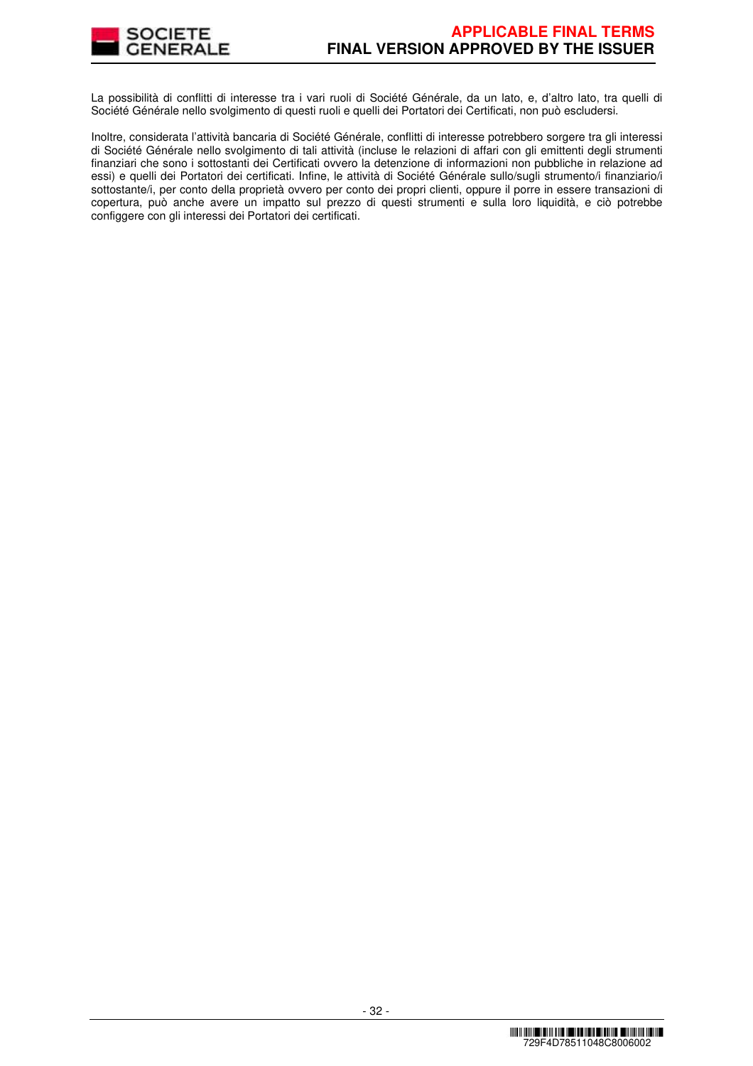La possibilità di conflitti di interesse tra i vari ruoli di Société Générale, da un lato, e, d'altro lato, tra quelli di Société Générale nello svolgimento di questi ruoli e quelli dei Portatori dei Certificati, non può escludersi.

Inoltre, considerata l'attività bancaria di Société Générale, conflitti di interesse potrebbero sorgere tra gli interessi di Société Générale nello svolgimento di tali attività (incluse le relazioni di affari con gli emittenti degli strumenti finanziari che sono i sottostanti dei Certificati ovvero la detenzione di informazioni non pubbliche in relazione ad essi) e quelli dei Portatori dei certificati. Infine, le attività di Société Générale sullo/sugli strumento/i finanziario/i sottostante/i, per conto della proprietà ovvero per conto dei propri clienti, oppure il porre in essere transazioni di copertura, può anche avere un impatto sul prezzo di questi strumenti e sulla loro liquidità, e ciò potrebbe configgere con gli interessi dei Portatori dei certificati.